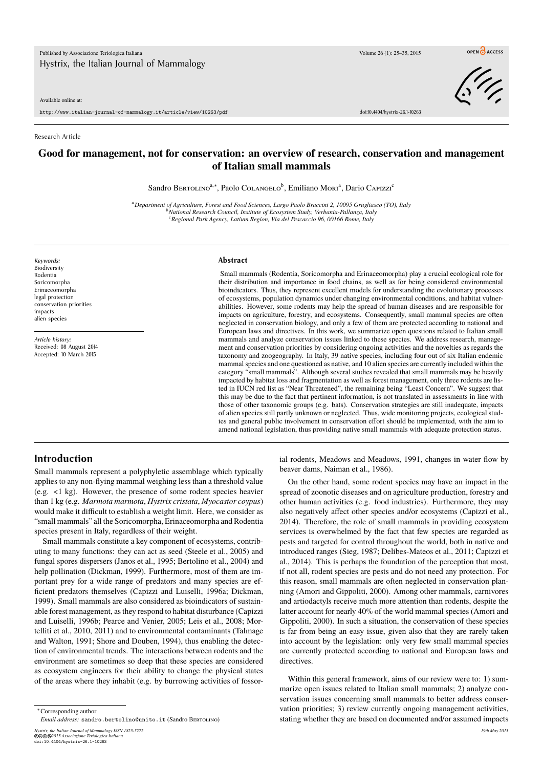Research Article

# Good for management, not for conservation: an overview of research, conservation and management of Italian small mammals

Sandro Bertolino[a,*], Paolo Colangelo[b], Emiliano Mori[a], Dario Capizzi[c]

[a] Department of Agriculture, Forest and Food Sciences, Largo Paolo Braccini 2, 10095 Grugliasco (TO), Italy
[b] National Research Council, Institute of Ecosystem Study, Verbania-Pallanza, Italy
[c] Regional Park Agency, Latium Region, Via del Pescaccio 96, 00166 Rome, Italy

*Keywords:*
Biodiversity
Rodentia
Soricomorpha
Erinaceomorpha
legal protection
conservation priorities
impacts
alien species

*Article history:*
Received: 08 August 2014
Accepted: 10 March 2015

## Abstract

Small mammals (Rodentia, Soricomorpha and Erinaceomorpha) play a crucial ecological role for their distribution and importance in food chains, as well as for being considered environmental bioindicators. Thus, they represent excellent models for understanding the evolutionary processes of ecosystems, population dynamics under changing environmental conditions, and habitat vulnerabilities. However, some rodents may help the spread of human diseases and are responsible for impacts on agriculture, forestry, and ecosystems. Consequently, small mammal species are often neglected in conservation biology, and only a few of them are protected according to national and European laws and directives. In this work, we summarize open questions related to Italian small mammals and analyze conservation issues linked to these species. We address research, management and conservation priorities by considering ongoing activities and the novelties as regards the taxonomy and zoogeography. In Italy, 39 native species, including four out of six Italian endemic mammal species and one questioned as native, and 10 alien species are currently included within the category "small mammals". Although several studies revealed that small mammals may be heavily impacted by habitat loss and fragmentation as well as forest management, only three rodents are listed in IUCN red list as "Near Threatened", the remaining being "Least Concern". We suggest that this may be due to the fact that pertinent information, is not translated in assessments in line with those of other taxonomic groups (e.g. bats). Conservation strategies are still inadequate, impacts of alien species still partly unknown or neglected. Thus, wide monitoring projects, ecological studies and general public involvement in conservation effort should be implemented, with the aim to amend national legislation, thus providing native small mammals with adequate protection status.

## Introduction

Small mammals represent a polyphyletic assemblage which typically applies to any non-flying mammal weighing less than a threshold value (e.g. <1 kg). However, the presence of some rodent species heavier than 1 kg (e.g. *Marmota marmota*, *Hystrix cristata*, *Myocastor coypus*) would make it difficult to establish a weight limit. Here, we consider as "small mammals" all the Soricomorpha, Erinaceomorpha and Rodentia species present in Italy, regardless of their weight.

Small mammals constitute a key component of ecosystems, contributing to many functions: they can act as seed (Steele et al., 2005) and fungal spores dispersers (Janos et al., 1995; Bertolino et al., 2004) and help pollination (Dickman, 1999). Furthermore, most of them are important prey for a wide range of predators and many species are efficient predators themselves (Capizzi and Luiselli, 1996a; Dickman, 1999). Small mammals are also considered as bioindicators of sustainable forest management, as they respond to habitat disturbance (Capizzi and Luiselli, 1996b; Pearce and Venier, 2005; Leis et al., 2008; Mortelliti et al., 2010, 2011) and to environmental contaminants (Talmage and Walton, 1991; Shore and Douben, 1994), thus enabling the detection of environmental trends. The interactions between rodents and the environment are sometimes so deep that these species are considered as ecosystem engineers for their ability to change the physical states of the areas where they inhabit (e.g. by burrowing activities of fossorial rodents, Meadows and Meadows, 1991, changes in water flow by beaver dams, Naiman et al., 1986).

On the other hand, some rodent species may have an impact in the spread of zoonotic diseases and on agriculture production, forestry and other human activities (e.g. food industries). Furthermore, they may also negatively affect other species and/or ecosystems (Capizzi et al., 2014). Therefore, the role of small mammals in providing ecosystem services is overwhelmed by the fact that few species are regarded as pests and targeted for control throughout the world, both in native and introduced ranges (Sieg, 1987; Delibes-Mateos et al., 2011; Capizzi et al., 2014). This is perhaps the foundation of the perception that most, if not all, rodent species are pests and do not need any protection. For this reason, small mammals are often neglected in conservation planning (Amori and Gippoliti, 2000). Among other mammals, carnivores and artiodactyls receive much more attention than rodents, despite the latter account for nearly 40% of the world mammal species (Amori and Gippoliti, 2000). In such a situation, the conservation of these species is far from being an easy issue, given also that they are rarely taken into account by the legislation: only very few small mammal species are currently protected according to national and European laws and directives.

Within this general framework, aims of our review were to: 1) summarize open issues related to Italian small mammals; 2) analyze conservation issues concerning small mammals to better address conservation priorities; 3) review currently ongoing management activities, stating whether they are based on documented and/or assumed impacts

*Corresponding author
*Email address:* sandro.bertolino@unito.it (Sandro Bertolino)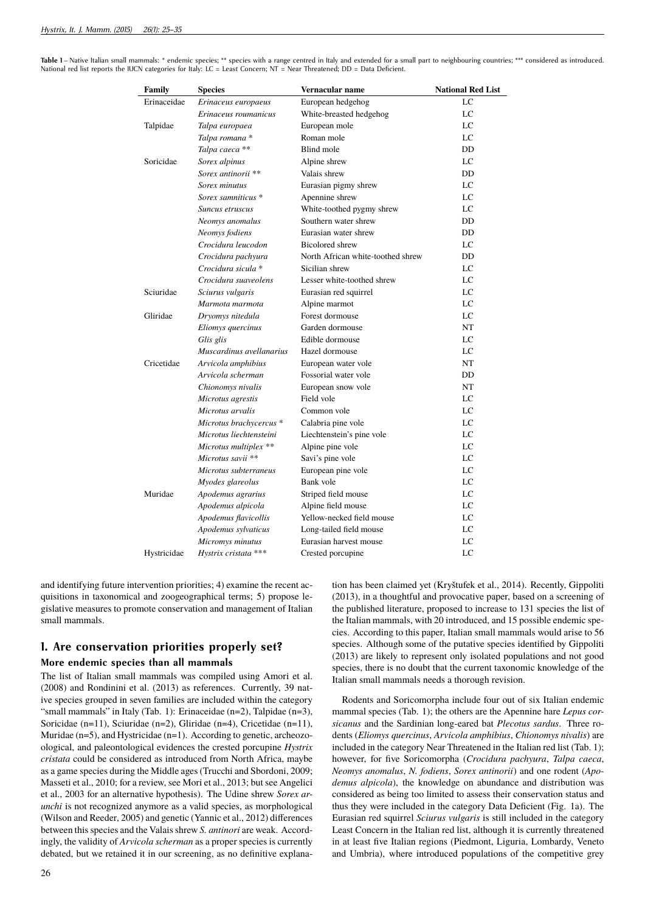**Table 1** – Native Italian small mammals: * endemic species; ** species with a range centred in Italy and extended for a small part to neighbouring countries; *** considered as introduced. National red list reports the IUCN categories for Italy: LC = Least Concern; NT = Near Threatened; DD = Data Deficient.

| Family | Species | Vernacular name | National Red List |
|---|---|---|---|
| Erinaceidae | *Erinaceus europaeus* | European hedgehog | LC |
| | *Erinaceus roumanicus* | White-breasted hedgehog | LC |
| Talpidae | *Talpa europaea* | European mole | LC |
| | *Talpa romana* * | Roman mole | LC |
| | *Talpa caeca* ** | Blind mole | DD |
| Soricidae | *Sorex alpinus* | Alpine shrew | LC |
| | *Sorex antinorii* ** | Valais shrew | DD |
| | *Sorex minutus* | Eurasian pigmy shrew | LC |
| | *Sorex samniticus* * | Apennine shrew | LC |
| | *Suncus etruscus* | White-toothed pygmy shrew | LC |
| | *Neomys anomalus* | Southern water shrew | DD |
| | *Neomys fodiens* | Eurasian water shrew | DD |
| | *Crocidura leucodon* | Bicolored shrew | LC |
| | *Crocidura pachyura* | North African white-toothed shrew | DD |
| | *Crocidura sicula* * | Sicilian shrew | LC |
| | *Crocidura suaveolens* | Lesser white-toothed shrew | LC |
| Sciuridae | *Sciurus vulgaris* | Eurasian red squirrel | LC |
| | *Marmota marmota* | Alpine marmot | LC |
| Gliridae | *Dryomys nitedula* | Forest dormouse | LC |
| | *Eliomys quercinus* | Garden dormouse | NT |
| | *Glis glis* | Edible dormouse | LC |
| | *Muscardinus avellanarius* | Hazel dormouse | LC |
| Cricetidae | *Arvicola amphibius* | European water vole | NT |
| | *Arvicola scherman* | Fossorial water vole | DD |
| | *Chionomys nivalis* | European snow vole | NT |
| | *Microtus agrestis* | Field vole | LC |
| | *Microtus arvalis* | Common vole | LC |
| | *Microtus brachycercus* * | Calabria pine vole | LC |
| | *Microtus liechtensteini* | Liechtenstein's pine vole | LC |
| | *Microtus multiplex* ** | Alpine pine vole | LC |
| | *Microtus savii* ** | Savi's pine vole | LC |
| | *Microtus subterraneus* | European pine vole | LC |
| | *Myodes glareolus* | Bank vole | LC |
| Muridae | *Apodemus agrarius* | Striped field mouse | LC |
| | *Apodemus alpicola* | Alpine field mouse | LC |
| | *Apodemus flavicollis* | Yellow-necked field mouse | LC |
| | *Apodemus sylvaticus* | Long-tailed field mouse | LC |
| | *Micromys minutus* | Eurasian harvest mouse | LC |
| Hystricidae | *Hystrix cristata* *** | Crested porcupine | LC |

and identifying future intervention priorities; 4) examine the recent acquisitions in taxonomical and zoogeographical terms; 5) propose legislative measures to promote conservation and management of Italian small mammals.

## 1. Are conservation priorities properly set?

### More endemic species than all mammals

The list of Italian small mammals was compiled using Amori et al. (2008) and Rondinini et al. (2013) as references. Currently, 39 native species grouped in seven families are included within the category "small mammals" in Italy (Tab. 1): Erinaceidae (n=2), Talpidae (n=3), Soricidae (n=11), Sciuridae (n=2), Gliridae (n=4), Cricetidae (n=11), Muridae (n=5), and Hystricidae (n=1). According to genetic, archeozoological, and paleontological evidences the crested porcupine *Hystrix cristata* could be considered as introduced from North Africa, maybe as a game species during the Middle ages (Trucchi and Sbordoni, 2009; Masseti et al., 2010; for a review, see Mori et al., 2013; but see Angelici et al., 2003 for an alternative hypothesis). The Udine shrew *Sorex arunchi* is not recognized anymore as a valid species, as morphological (Wilson and Reeder, 2005) and genetic (Yannic et al., 2012) differences between this species and the Valais shrew *S. antinori* are weak. Accordingly, the validity of *Arvicola scherman* as a proper species is currently debated, but we retained it in our screening, as no definitive explanation has been claimed yet (Kryštufek et al., 2014). Recently, Gippoliti (2013), in a thoughtful and provocative paper, based on a screening of the published literature, proposed to increase to 131 species the list of the Italian mammals, with 20 introduced, and 15 possible endemic species. According to this paper, Italian small mammals would arise to 56 species. Although some of the putative species identified by Gippoliti (2013) are likely to represent only isolated populations and not good species, there is no doubt that the current taxonomic knowledge of the Italian small mammals needs a thorough revision.

Rodents and Soricomorpha include four out of six Italian endemic mammal species (Tab. 1); the others are the Apennine hare *Lepus corsicanus* and the Sardinian long-eared bat *Plecotus sardus*. Three rodents (*Eliomys quercinus*, *Arvicola amphibius*, *Chionomys nivalis*) are included in the category Near Threatened in the Italian red list (Tab. 1); however, for five Soricomorpha (*Crocidura pachyura*, *Talpa caeca*, *Neomys anomalus*, *N. fodiens*, *Sorex antinorii*) and one rodent (*Apodemus alpicola*), the knowledge on abundance and distribution was considered as being too limited to assess their conservation status and thus they were included in the category Data Deficient (Fig. 1a). The Eurasian red squirrel *Sciurus vulgaris* is still included in the category Least Concern in the Italian red list, although it is currently threatened in at least five Italian regions (Piedmont, Liguria, Lombardy, Veneto and Umbria), where introduced populations of the competitive grey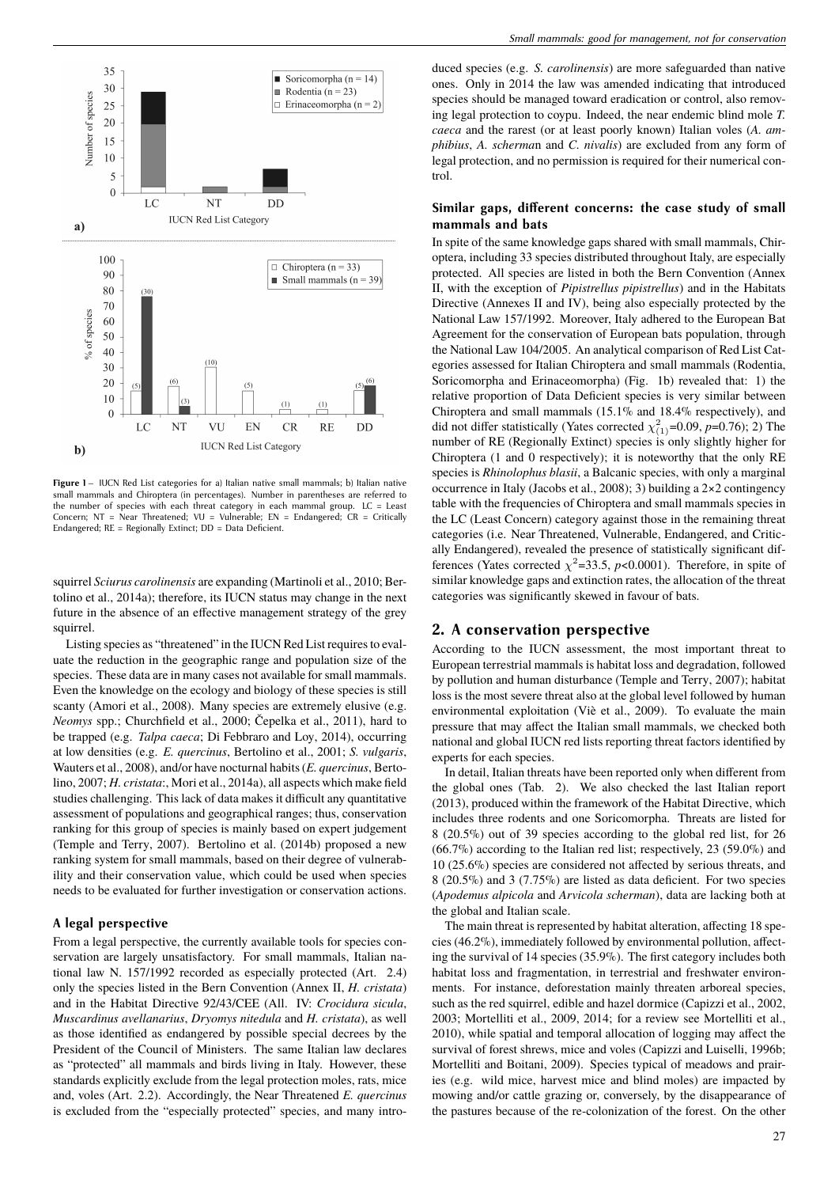Figure 1 – IUCN Red List categories for a) Italian native small mammals; b) Italian native small mammals and Chiroptera (in percentages). Number in parentheses are referred to the number of species with each threat category in each mammal group. LC = Least Concern; NT = Near Threatened; VU = Vulnerable; EN = Endangered; CR = Critically Endangered; RE = Regionally Extinct; DD = Data Deficient.

squirrel *Sciurus carolinensis* are expanding (Martinoli et al., 2010; Bertolino et al., 2014a); therefore, its IUCN status may change in the next future in the absence of an effective management strategy of the grey squirrel.

Listing species as "threatened" in the IUCN Red List requires to evaluate the reduction in the geographic range and population size of the species. These data are in many cases not available for small mammals. Even the knowledge on the ecology and biology of these species is still scanty (Amori et al., 2008). Many species are extremely elusive (e.g. *Neomys* spp.; Churchfield et al., 2000; Čepelka et al., 2011), hard to be trapped (e.g. *Talpa caeca*; Di Febbraro and Loy, 2014), occurring at low densities (e.g. *E. quercinus*, Bertolino et al., 2001; *S. vulgaris*, Wauters et al., 2008), and/or have nocturnal habits (*E. quercinus*, Bertolino, 2007; *H. cristata*:, Mori et al., 2014a), all aspects which make field studies challenging. This lack of data makes it difficult any quantitative assessment of populations and geographical ranges; thus, conservation ranking for this group of species is mainly based on expert judgement (Temple and Terry, 2007). Bertolino et al. (2014b) proposed a new ranking system for small mammals, based on their degree of vulnerability and their conservation value, which could be used when species needs to be evaluated for further investigation or conservation actions.

### A legal perspective

From a legal perspective, the currently available tools for species conservation are largely unsatisfactory. For small mammals, Italian national law N. 157/1992 recorded as especially protected (Art. 2.4) only the species listed in the Bern Convention (Annex II, *H. cristata*) and in the Habitat Directive 92/43/CEE (All. IV: *Crocidura sicula*, *Muscardinus avellanarius*, *Dryomys nitedula* and *H. cristata*), as well as those identified as endangered by possible special decrees by the President of the Council of Ministers. The same Italian law declares as "protected" all mammals and birds living in Italy. However, these standards explicitly exclude from the legal protection moles, rats, mice and, voles (Art. 2.2). Accordingly, the Near Threatened *E. quercinus* is excluded from the "especially protected" species, and many introduced species (e.g. *S. carolinensis*) are more safeguarded than native ones. Only in 2014 the law was amended indicating that introduced species should be managed toward eradication or control, also removing legal protection to coypu. Indeed, the near endemic blind mole *T. caeca* and the rarest (or at least poorly known) Italian voles (*A. amphibius*, *A. scherma*n and *C. nivalis*) are excluded from any form of legal protection, and no permission is required for their numerical control.

### Similar gaps, different concerns: the case study of small mammals and bats

In spite of the same knowledge gaps shared with small mammals, Chiroptera, including 33 species distributed throughout Italy, are especially protected. All species are listed in both the Bern Convention (Annex II, with the exception of *Pipistrellus pipistrellus*) and in the Habitats Directive (Annexes II and IV), being also especially protected by the National Law 157/1992. Moreover, Italy adhered to the European Bat Agreement for the conservation of European bats population, through the National Law 104/2005. An analytical comparison of Red List Categories assessed for Italian Chiroptera and small mammals (Rodentia, Soricomorpha and Erinaceomorpha) (Fig. 1b) revealed that: 1) the relative proportion of Data Deficient species is very similar between Chiroptera and small mammals (15.1% and 18.4% respectively), and did not differ statistically (Yates corrected $\chi^2_{(1)}$=0.09, $p$=0.76); 2) The number of RE (Regionally Extinct) species is only slightly higher for Chiroptera (1 and 0 respectively); it is noteworthy that the only RE species is *Rhinolophus blasii*, a Balcanic species, with only a marginal occurrence in Italy (Jacobs et al., 2008); 3) building a 2×2 contingency table with the frequencies of Chiroptera and small mammals species in the LC (Least Concern) category against those in the remaining threat categories (i.e. Near Threatened, Vulnerable, Endangered, and Critically Endangered), revealed the presence of statistically significant differences (Yates corrected $\chi^2$=33.5, $p$<0.0001). Therefore, in spite of similar knowledge gaps and extinction rates, the allocation of the threat categories was significantly skewed in favour of bats.

## 2. A conservation perspective

According to the IUCN assessment, the most important threat to European terrestrial mammals is habitat loss and degradation, followed by pollution and human disturbance (Temple and Terry, 2007); habitat loss is the most severe threat also at the global level followed by human environmental exploitation (Viè et al., 2009). To evaluate the main pressure that may affect the Italian small mammals, we checked both national and global IUCN red lists reporting threat factors identified by experts for each species.

In detail, Italian threats have been reported only when different from the global ones (Tab. 2). We also checked the last Italian report (2013), produced within the framework of the Habitat Directive, which includes three rodents and one Soricomorpha. Threats are listed for 8 (20.5%) out of 39 species according to the global red list, for 26 (66.7%) according to the Italian red list; respectively, 23 (59.0%) and 10 (25.6%) species are considered not affected by serious threats, and 8 (20.5%) and 3 (7.75%) are listed as data deficient. For two species (*Apodemus alpicola* and *Arvicola scherman*), data are lacking both at the global and Italian scale.

The main threat is represented by habitat alteration, affecting 18 species (46.2%), immediately followed by environmental pollution, affecting the survival of 14 species (35.9%). The first category includes both habitat loss and fragmentation, in terrestrial and freshwater environments. For instance, deforestation mainly threaten arboreal species, such as the red squirrel, edible and hazel dormice (Capizzi et al., 2002, 2003; Mortelliti et al., 2009, 2014; for a review see Mortelliti et al., 2010), while spatial and temporal allocation of logging may affect the survival of forest shrews, mice and voles (Capizzi and Luiselli, 1996b; Mortelliti and Boitani, 2009). Species typical of meadows and prairies (e.g. wild mice, harvest mice and blind moles) are impacted by mowing and/or cattle grazing or, conversely, by the disappearance of the pastures because of the re-colonization of the forest. On the other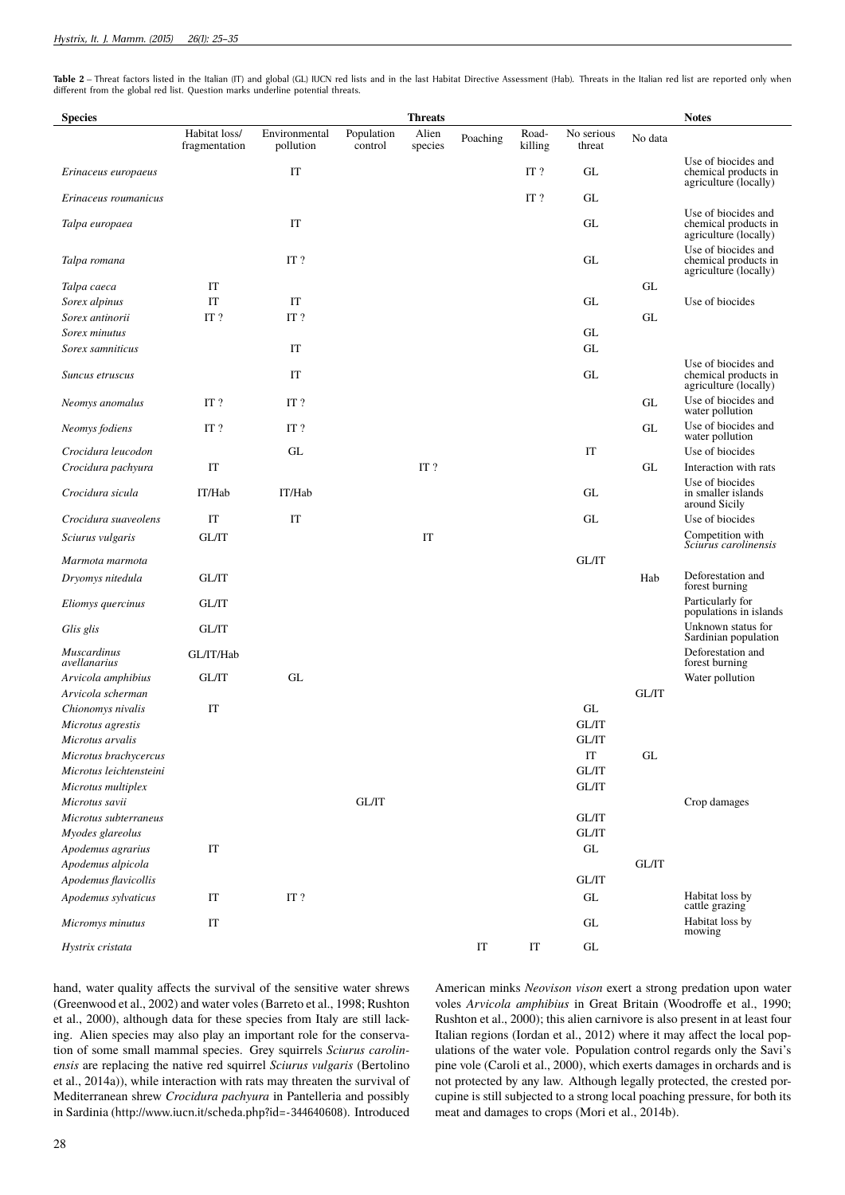**Table 2** – Threat factors listed in the Italian (IT) and global (GL) IUCN red lists and in the last Habitat Directive Assessment (Hab). Threats in the Italian red list are reported only when different from the global red list. Question marks underline potential threats.

| Species | Threats | | | | | | | | Notes |
|---|---|---|---|---|---|---|---|---|---|
| | Habitat loss/ fragmentation | Environmental pollution | Population control | Alien species | Poaching | Road-killing | No serious threat | No data | |
| *Erinaceus europaeus* | | IT | | | | IT ? | GL | | Use of biocides and chemical products in agriculture (locally) |
| *Erinaceus roumanicus* | | | | | | IT ? | GL | | |
| *Talpa europaea* | | IT | | | | | GL | | Use of biocides and chemical products in agriculture (locally) |
| *Talpa romana* | | IT ? | | | | | GL | | Use of biocides and chemical products in agriculture (locally) |
| *Talpa caeca* | IT | | | | | | | GL | |
| *Sorex alpinus* | IT | IT | | | | | GL | | Use of biocides |
| *Sorex antinorii* | IT ? | IT ? | | | | | | GL | |
| *Sorex minutus* | | | | | | | GL | | |
| *Sorex samniticus* | | IT | | | | | GL | | |
| *Suncus etruscus* | | IT | | | | | GL | | Use of biocides and chemical products in agriculture (locally) |
| *Neomys anomalus* | IT ? | IT ? | | | | | | GL | Use of biocides and water pollution |
| *Neomys fodiens* | IT ? | IT ? | | | | | | GL | Use of biocides and water pollution |
| *Crocidura leucodon* | | GL | | | | | IT | | Use of biocides |
| *Crocidura pachyura* | IT | | | IT ? | | | | GL | Interaction with rats |
| *Crocidura sicula* | IT/Hab | IT/Hab | | | | | GL | | Use of biocides in smaller islands around Sicily |
| *Crocidura suaveolens* | IT | IT | | | | | GL | | Use of biocides |
| *Sciurus vulgaris* | GL/IT | | | IT | | | | | Competition with *Sciurus carolinensis* |
| *Marmota marmota* | | | | | | | GL/IT | | |
| *Dryomys nitedula* | GL/IT | | | | | | | Hab | Deforestation and forest burning |
| *Eliomys quercinus* | GL/IT | | | | | | | | Particularly for populations in islands |
| *Glis glis* | GL/IT | | | | | | | | Unknown status for Sardinian population |
| *Muscardinus avellanarius* | GL/IT/Hab | | | | | | | | Deforestation and forest burning |
| *Arvicola amphibius* | GL/IT | GL | | | | | | | Water pollution |
| *Arvicola scherman* | | | | | | | | GL/IT | |
| *Chionomys nivalis* | IT | | | | | | GL | | |
| *Microtus agrestis* | | | | | | | GL/IT | | |
| *Microtus arvalis* | | | | | | | GL/IT | | |
| *Microtus brachycercus* | | | | | | | IT | GL | |
| *Microtus leichtensteini* | | | | | | | GL/IT | | |
| *Microtus multiplex* | | | | | | | GL/IT | | |
| *Microtus savii* | | | GL/IT | | | | | | Crop damages |
| *Microtus subterraneus* | | | | | | | GL/IT | | |
| *Myodes glareolus* | | | | | | | GL/IT | | |
| *Apodemus agrarius* | IT | | | | | | GL | | |
| *Apodemus alpicola* | | | | | | | | GL/IT | |
| *Apodemus flavicollis* | | | | | | | GL/IT | | |
| *Apodemus sylvaticus* | IT | IT ? | | | | | GL | | Habitat loss by cattle grazing |
| *Micromys minutus* | IT | | | | | | GL | | Habitat loss by mowing |
| *Hystrix cristata* | | | | | IT | IT | GL | | |

hand, water quality affects the survival of the sensitive water shrews (Greenwood et al., 2002) and water voles (Barreto et al., 1998; Rushton et al., 2000), although data for these species from Italy are still lacking. Alien species may also play an important role for the conservation of some small mammal species. Grey squirrels *Sciurus carolinensis* are replacing the native red squirrel *Sciurus vulgaris* (Bertolino et al., 2014a)), while interaction with rats may threaten the survival of Mediterranean shrew *Crocidura pachyura* in Pantelleria and possibly in Sardinia (http://www.iucn.it/scheda.php?id=-344640608). Introduced American minks *Neovison vison* exert a strong predation upon water voles *Arvicola amphibius* in Great Britain (Woodroffe et al., 1990; Rushton et al., 2000); this alien carnivore is also present in at least four Italian regions (Iordan et al., 2012) where it may affect the local populations of the water vole. Population control regards only the Savi's pine vole (Caroli et al., 2000), which exerts damages in orchards and is not protected by any law. Although legally protected, the crested porcupine is still subjected to a strong local poaching pressure, for both its meat and damages to crops (Mori et al., 2014b).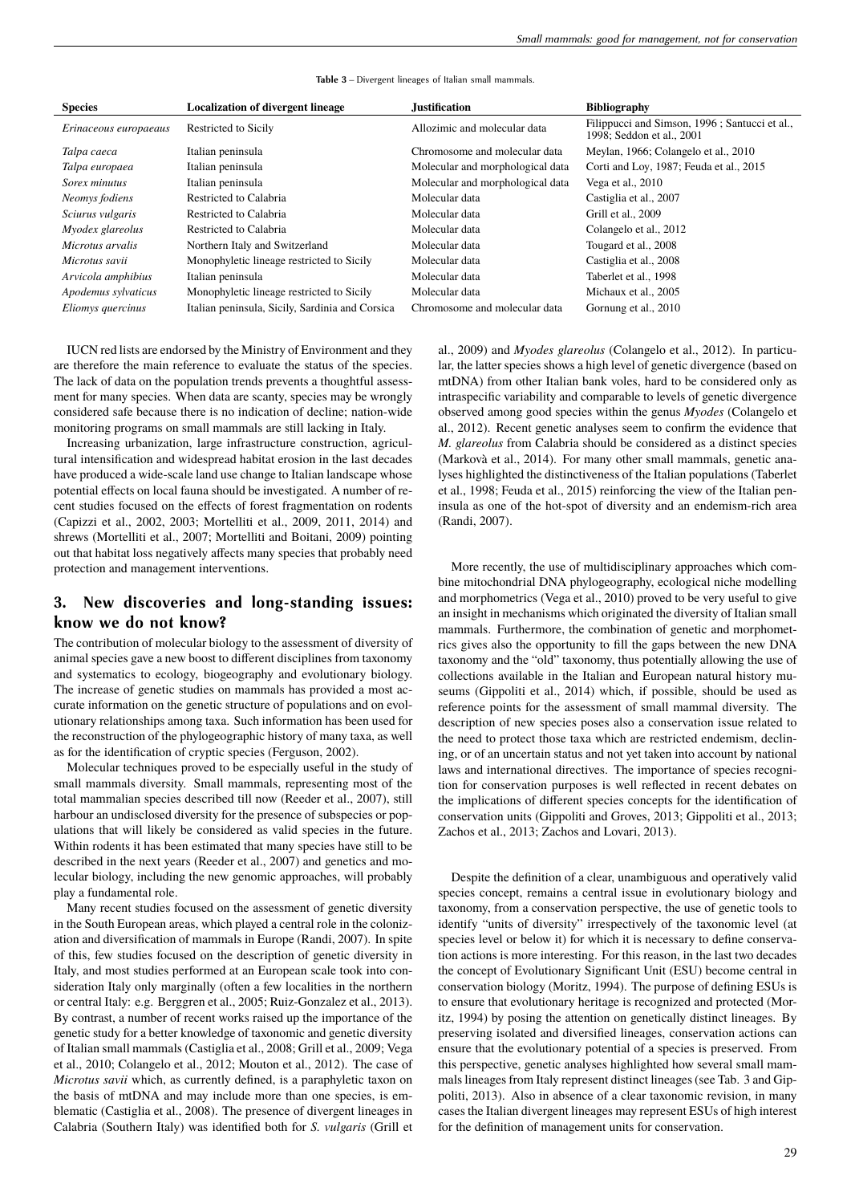**Table 3** – Divergent lineages of Italian small mammals.

| Species | Localization of divergent lineage | Justification | Bibliography |
|---|---|---|---|
| *Erinaceous europaeaus* | Restricted to Sicily | Allozimic and molecular data | Filippucci and Simson, 1996 ; Santucci et al., 1998; Seddon et al., 2001 |
| *Talpa caeca* | Italian peninsula | Chromosome and molecular data | Meylan, 1966; Colangelo et al., 2010 |
| *Talpa europaea* | Italian peninsula | Molecular and morphological data | Corti and Loy, 1987; Feuda et al., 2015 |
| *Sorex minutus* | Italian peninsula | Molecular and morphological data | Vega et al., 2010 |
| *Neomys fodiens* | Restricted to Calabria | Molecular data | Castiglia et al., 2007 |
| *Sciurus vulgaris* | Restricted to Calabria | Molecular data | Grill et al., 2009 |
| *Myodex glareolus* | Restricted to Calabria | Molecular data | Colangelo et al., 2012 |
| *Microtus arvalis* | Northern Italy and Switzerland | Molecular data | Tougard et al., 2008 |
| *Microtus savii* | Monophyletic lineage restricted to Sicily | Molecular data | Castiglia et al., 2008 |
| *Arvicola amphibius* | Italian peninsula | Molecular data | Taberlet et al., 1998 |
| *Apodemus sylvaticus* | Monophyletic lineage restricted to Sicily | Molecular data | Michaux et al., 2005 |
| *Eliomys quercinus* | Italian peninsula, Sicily, Sardinia and Corsica | Chromosome and molecular data | Gornung et al., 2010 |

IUCN red lists are endorsed by the Ministry of Environment and they are therefore the main reference to evaluate the status of the species. The lack of data on the population trends prevents a thoughtful assessment for many species. When data are scanty, species may be wrongly considered safe because there is no indication of decline; nation-wide monitoring programs on small mammals are still lacking in Italy.

Increasing urbanization, large infrastructure construction, agricultural intensification and widespread habitat erosion in the last decades have produced a wide-scale land use change to Italian landscape whose potential effects on local fauna should be investigated. A number of recent studies focused on the effects of forest fragmentation on rodents (Capizzi et al., 2002, 2003; Mortelliti et al., 2009, 2011, 2014) and shrews (Mortelliti et al., 2007; Mortelliti and Boitani, 2009) pointing out that habitat loss negatively affects many species that probably need protection and management interventions.

## 3. New discoveries and long-standing issues: know we do not know?

The contribution of molecular biology to the assessment of diversity of animal species gave a new boost to different disciplines from taxonomy and systematics to ecology, biogeography and evolutionary biology. The increase of genetic studies on mammals has provided a most accurate information on the genetic structure of populations and on evolutionary relationships among taxa. Such information has been used for the reconstruction of the phylogeographic history of many taxa, as well as for the identification of cryptic species (Ferguson, 2002).

Molecular techniques proved to be especially useful in the study of small mammals diversity. Small mammals, representing most of the total mammalian species described till now (Reeder et al., 2007), still harbour an undisclosed diversity for the presence of subspecies or populations that will likely be considered as valid species in the future. Within rodents it has been estimated that many species have still to be described in the next years (Reeder et al., 2007) and genetics and molecular biology, including the new genomic approaches, will probably play a fundamental role.

Many recent studies focused on the assessment of genetic diversity in the South European areas, which played a central role in the colonization and diversification of mammals in Europe (Randi, 2007). In spite of this, few studies focused on the description of genetic diversity in Italy, and most studies performed at an European scale took into consideration Italy only marginally (often a few localities in the northern or central Italy: e.g. Berggren et al., 2005; Ruiz-Gonzalez et al., 2013). By contrast, a number of recent works raised up the importance of the genetic study for a better knowledge of taxonomic and genetic diversity of Italian small mammals (Castiglia et al., 2008; Grill et al., 2009; Vega et al., 2010; Colangelo et al., 2012; Mouton et al., 2012). The case of *Microtus savii* which, as currently defined, is a paraphyletic taxon on the basis of mtDNA and may include more than one species, is emblematic (Castiglia et al., 2008). The presence of divergent lineages in Calabria (Southern Italy) was identified both for *S. vulgaris* (Grill et al., 2009) and *Myodes glareolus* (Colangelo et al., 2012). In particular, the latter species shows a high level of genetic divergence (based on mtDNA) from other Italian bank voles, hard to be considered only as intraspecific variability and comparable to levels of genetic divergence observed among good species within the genus *Myodes* (Colangelo et al., 2012). Recent genetic analyses seem to confirm the evidence that *M. glareolus* from Calabria should be considered as a distinct species (Markovà et al., 2014). For many other small mammals, genetic analyses highlighted the distinctiveness of the Italian populations (Taberlet et al., 1998; Feuda et al., 2015) reinforcing the view of the Italian peninsula as one of the hot-spot of diversity and an endemism-rich area (Randi, 2007).

More recently, the use of multidisciplinary approaches which combine mitochondrial DNA phylogeography, ecological niche modelling and morphometrics (Vega et al., 2010) proved to be very useful to give an insight in mechanisms which originated the diversity of Italian small mammals. Furthermore, the combination of genetic and morphometrics gives also the opportunity to fill the gaps between the new DNA taxonomy and the "old" taxonomy, thus potentially allowing the use of collections available in the Italian and European natural history museums (Gippoliti et al., 2014) which, if possible, should be used as reference points for the assessment of small mammal diversity. The description of new species poses also a conservation issue related to the need to protect those taxa which are restricted endemism, declining, or of an uncertain status and not yet taken into account by national laws and international directives. The importance of species recognition for conservation purposes is well reflected in recent debates on the implications of different species concepts for the identification of conservation units (Gippoliti and Groves, 2013; Gippoliti et al., 2013; Zachos et al., 2013; Zachos and Lovari, 2013).

Despite the definition of a clear, unambiguous and operatively valid species concept, remains a central issue in evolutionary biology and taxonomy, from a conservation perspective, the use of genetic tools to identify "units of diversity" irrespectively of the taxonomic level (at species level or below it) for which it is necessary to define conservation actions is more interesting. For this reason, in the last two decades the concept of Evolutionary Significant Unit (ESU) become central in conservation biology (Moritz, 1994). The purpose of defining ESUs is to ensure that evolutionary heritage is recognized and protected (Moritz, 1994) by posing the attention on genetically distinct lineages. By preserving isolated and diversified lineages, conservation actions can ensure that the evolutionary potential of a species is preserved. From this perspective, genetic analyses highlighted how several small mammals lineages from Italy represent distinct lineages (see Tab. 3 and Gippoliti, 2013). Also in absence of a clear taxonomic revision, in many cases the Italian divergent lineages may represent ESUs of high interest for the definition of management units for conservation.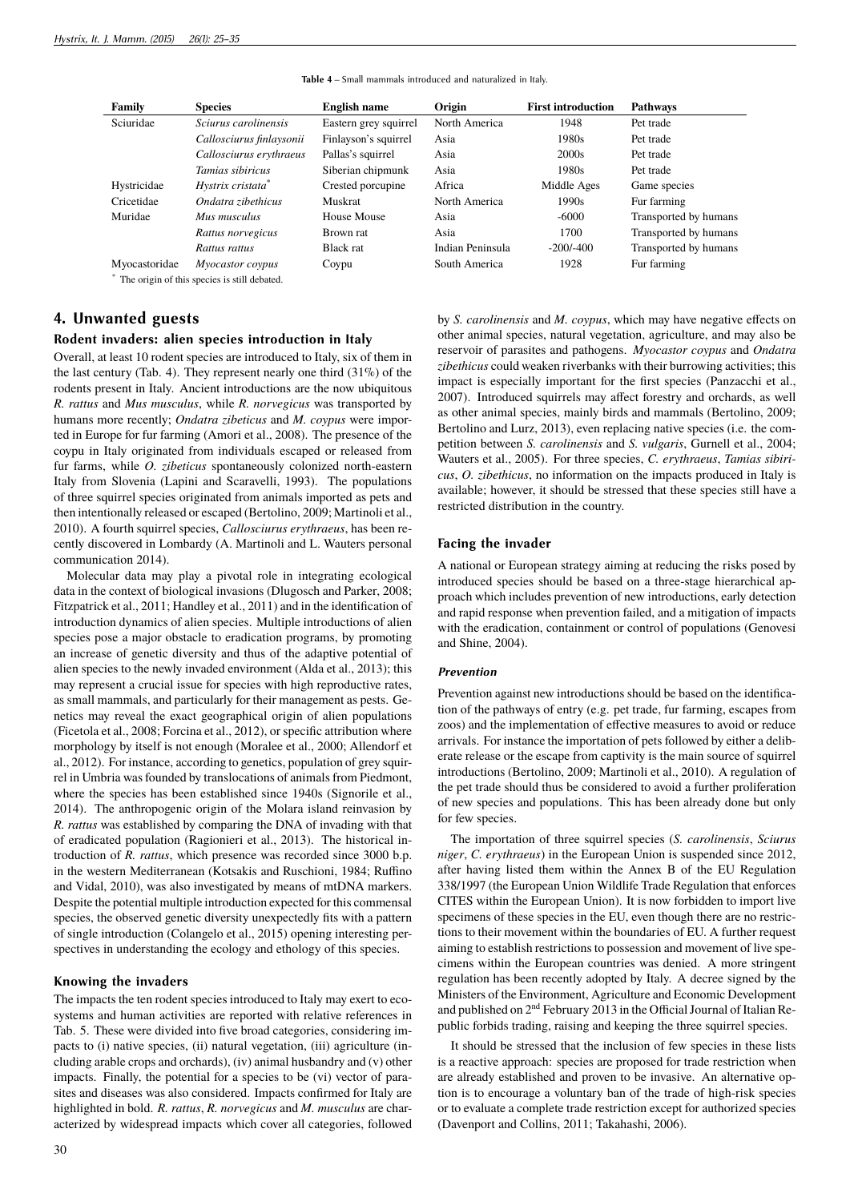Table 4 – Small mammals introduced and naturalized in Italy.

| Family | Species | English name | Origin | First introduction | Pathways |
|---|---|---|---|---|---|
| Sciuridae | *Sciurus carolinensis* | Eastern grey squirrel | North America | 1948 | Pet trade |
| | *Callosciurus finlaysonii* | Finlayson's squirrel | Asia | 1980s | Pet trade |
| | *Callosciurus erythraeus* | Pallas's squirrel | Asia | 2000s | Pet trade |
| | *Tamias sibiricus* | Siberian chipmunk | Asia | 1980s | Pet trade |
| Hystricidae | *Hystrix cristata*\* | Crested porcupine | Africa | Middle Ages | Game species |
| Cricetidae | *Ondatra zibethicus* | Muskrat | North America | 1990s | Fur farming |
| Muridae | *Mus musculus* | House Mouse | Asia | -6000 | Transported by humans |
| | *Rattus norvegicus* | Brown rat | Asia | 1700 | Transported by humans |
| | *Rattus rattus* | Black rat | Indian Peninsula | -200/-400 | Transported by humans |
| Myocastoridae | *Myocastor coypus* | Coypu | South America | 1928 | Fur farming |

\* The origin of this species is still debated.

## 4. Unwanted guests

### Rodent invaders: alien species introduction in Italy

Overall, at least 10 rodent species are introduced to Italy, six of them in the last century (Tab. 4). They represent nearly one third (31%) of the rodents present in Italy. Ancient introductions are the now ubiquitous *R. rattus* and *Mus musculus*, while *R. norvegicus* was transported by humans more recently; *Ondatra zibeticus* and *M. coypus* were imported in Europe for fur farming (Amori et al., 2008). The presence of the coypu in Italy originated from individuals escaped or released from fur farms, while *O. zibeticus* spontaneously colonized north-eastern Italy from Slovenia (Lapini and Scaravelli, 1993). The populations of three squirrel species originated from animals imported as pets and then intentionally released or escaped (Bertolino, 2009; Martinoli et al., 2010). A fourth squirrel species, *Callosciurus erythraeus*, has been recently discovered in Lombardy (A. Martinoli and L. Wauters personal communication 2014).

Molecular data may play a pivotal role in integrating ecological data in the context of biological invasions (Dlugosch and Parker, 2008; Fitzpatrick et al., 2011; Handley et al., 2011) and in the identification of introduction dynamics of alien species. Multiple introductions of alien species pose a major obstacle to eradication programs, by promoting an increase of genetic diversity and thus of the adaptive potential of alien species to the newly invaded environment (Alda et al., 2013); this may represent a crucial issue for species with high reproductive rates, as small mammals, and particularly for their management as pests. Genetics may reveal the exact geographical origin of alien populations (Ficetola et al., 2008; Forcina et al., 2012), or specific attribution where morphology by itself is not enough (Moralee et al., 2000; Allendorf et al., 2012). For instance, according to genetics, population of grey squirrel in Umbria was founded by translocations of animals from Piedmont, where the species has been established since 1940s (Signorile et al., 2014). The anthropogenic origin of the Molara island reinvasion by *R. rattus* was established by comparing the DNA of invading with that of eradicated population (Ragionieri et al., 2013). The historical introduction of *R. rattus*, which presence was recorded since 3000 b.p. in the western Mediterranean (Kotsakis and Ruschioni, 1984; Ruffino and Vidal, 2010), was also investigated by means of mtDNA markers. Despite the potential multiple introduction expected for this commensal species, the observed genetic diversity unexpectedly fits with a pattern of single introduction (Colangelo et al., 2015) opening interesting perspectives in understanding the ecology and ethology of this species.

### Knowing the invaders

The impacts the ten rodent species introduced to Italy may exert to ecosystems and human activities are reported with relative references in Tab. 5. These were divided into five broad categories, considering impacts to (i) native species, (ii) natural vegetation, (iii) agriculture (including arable crops and orchards), (iv) animal husbandry and (v) other impacts. Finally, the potential for a species to be (vi) vector of parasites and diseases was also considered. Impacts confirmed for Italy are highlighted in bold. *R. rattus*, *R. norvegicus* and *M. musculus* are characterized by widespread impacts which cover all categories, followed by *S. carolinensis* and *M. coypus*, which may have negative effects on other animal species, natural vegetation, agriculture, and may also be reservoir of parasites and pathogens. *Myocastor coypus* and *Ondatra zibethicus* could weaken riverbanks with their burrowing activities; this impact is especially important for the first species (Panzacchi et al., 2007). Introduced squirrels may affect forestry and orchards, as well as other animal species, mainly birds and mammals (Bertolino, 2009; Bertolino and Lurz, 2013), even replacing native species (i.e. the competition between *S. carolinensis* and *S. vulgaris*, Gurnell et al., 2004; Wauters et al., 2005). For three species, *C. erythraeus*, *Tamias sibiricus*, *O. zibethicus*, no information on the impacts produced in Italy is available; however, it should be stressed that these species still have a restricted distribution in the country.

### Facing the invader

A national or European strategy aiming at reducing the risks posed by introduced species should be based on a three-stage hierarchical approach which includes prevention of new introductions, early detection and rapid response when prevention failed, and a mitigation of impacts with the eradication, containment or control of populations (Genovesi and Shine, 2004).

#### Prevention

Prevention against new introductions should be based on the identification of the pathways of entry (e.g. pet trade, fur farming, escapes from zoos) and the implementation of effective measures to avoid or reduce arrivals. For instance the importation of pets followed by either a deliberate release or the escape from captivity is the main source of squirrel introductions (Bertolino, 2009; Martinoli et al., 2010). A regulation of the pet trade should thus be considered to avoid a further proliferation of new species and populations. This has been already done but only for few species.

The importation of three squirrel species (*S. carolinensis*, *Sciurus niger*, *C. erythraeus*) in the European Union is suspended since 2012, after having listed them within the Annex B of the EU Regulation 338/1997 (the European Union Wildlife Trade Regulation that enforces CITES within the European Union). It is now forbidden to import live specimens of these species in the EU, even though there are no restrictions to their movement within the boundaries of EU. A further request aiming to establish restrictions to possession and movement of live specimens within the European countries was denied. A more stringent regulation has been recently adopted by Italy. A decree signed by the Ministers of the Environment, Agriculture and Economic Development and published on 2nd February 2013 in the Official Journal of Italian Republic forbids trading, raising and keeping the three squirrel species.

It should be stressed that the inclusion of few species in these lists is a reactive approach: species are proposed for trade restriction when are already established and proven to be invasive. An alternative option is to encourage a voluntary ban of the trade of high-risk species or to evaluate a complete trade restriction except for authorized species (Davenport and Collins, 2011; Takahashi, 2006).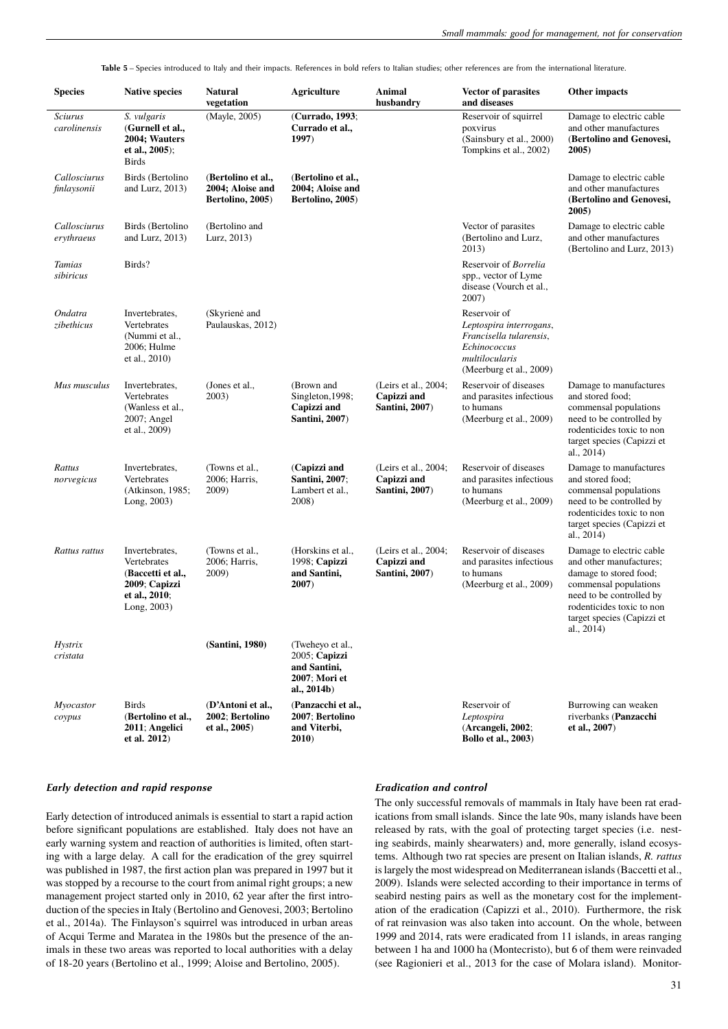**Table 5** – Species introduced to Italy and their impacts. References in bold refers to Italian studies; other references are from the international literature.

| Species | Native species | Natural vegetation | Agriculture | Animal husbandry | Vector of parasites and diseases | Other impacts |
|---|---|---|---|---|---|---|
| *Sciurus carolinensis* | *S. vulgaris* (**Gurnell et al., 2004; Wauters et al., 2005**); Birds | (Mayle, 2005) | (**Currado, 1993**; **Currado et al., 1997**) | | Reservoir of squirrel poxvirus (Sainsbury et al., 2000) Tompkins et al., 2002) | Damage to electric cable and other manufactures (**Bertolino and Genovesi, 2005**) |
| *Callosciurus finlaysonii* | Birds (Bertolino and Lurz, 2013) | (**Bertolino et al., 2004; Aloise and Bertolino, 2005**) | (**Bertolino et al., 2004; Aloise and Bertolino, 2005**) | | | Damage to electric cable and other manufactures (**Bertolino and Genovesi, 2005**) |
| *Callosciurus erythraeus* | Birds (Bertolino and Lurz, 2013) | (Bertolino and Lurz, 2013) | | | Vector of parasites (Bertolino and Lurz, 2013) | Damage to electric cable and other manufactures (Bertolino and Lurz, 2013) |
| *Tamias sibiricus* | Birds? | | | | Reservoir of *Borrelia* spp., vector of Lyme disease (Vourch et al., 2007) | |
| *Ondatra zibethicus* | Invertebrates, Vertebrates (Nummi et al., 2006; Hulme et al., 2010) | (Skyrienė and Paulauskas, 2012) | | | Reservoir of *Leptospira interrogans*, *Francisella tularensis*, *Echinococcus multilocularis* (Meerburg et al., 2009) | |
| *Mus musculus* | Invertebrates, Vertebrates (Wanless et al., 2007; Angel et al., 2009) | (Jones et al., 2003) | (Brown and Singleton,1998; **Capizzi and Santini, 2007**) | (Leirs et al., 2004; **Capizzi and Santini, 2007**) | Reservoir of diseases and parasites infectious to humans (Meerburg et al., 2009) | Damage to manufactures and stored food; commensal populations need to be controlled by rodenticides toxic to non target species (Capizzi et al., 2014) |
| *Rattus norvegicus* | Invertebrates, Vertebrates (Atkinson, 1985; Long, 2003) | (Towns et al., 2006; Harris, 2009) | (**Capizzi and Santini, 2007**; Lambert et al., 2008) | (Leirs et al., 2004; **Capizzi and Santini, 2007**) | Reservoir of diseases and parasites infectious to humans (Meerburg et al., 2009) | Damage to manufactures and stored food; commensal populations need to be controlled by rodenticides toxic to non target species (Capizzi et al., 2014) |
| *Rattus rattus* | Invertebrates, Vertebrates (**Baccetti et al., 2009**; **Capizzi et al., 2010**; Long, 2003) | (Towns et al., 2006; Harris, 2009) | (Horskins et al., 1998; **Capizzi and Santini, 2007**) | (Leirs et al., 2004; **Capizzi and Santini, 2007**) | Reservoir of diseases and parasites infectious to humans (Meerburg et al., 2009) | Damage to electric cable and other manufactures; damage to stored food; commensal populations need to be controlled by rodenticides toxic to non target species (Capizzi et al., 2014) |
| *Hystrix cristata* | | (**Santini, 1980**) | (Tweheyo et al., 2005; **Capizzi and Santini, 2007**; **Mori et al., 2014b**) | | | |
| *Myocastor coypus* | Birds (**Bertolino et al., 2011**; **Angelici et al. 2012**) | (**D'Antoni et al., 2002**; **Bertolino et al., 2005**) | (**Panzacchi et al., 2007**; **Bertolino and Viterbi, 2010**) | | Reservoir of *Leptospira* (**Arcangeli, 2002**; **Bollo et al., 2003**) | Burrowing can weaken riverbanks (**Panzacchi et al., 2007**) |

### *Early detection and rapid response*

Early detection of introduced animals is essential to start a rapid action before significant populations are established. Italy does not have an early warning system and reaction of authorities is limited, often starting with a large delay. A call for the eradication of the grey squirrel was published in 1987, the first action plan was prepared in 1997 but it was stopped by a recourse to the court from animal right groups; a new management project started only in 2010, 62 year after the first introduction of the species in Italy (Bertolino and Genovesi, 2003; Bertolino et al., 2014a). The Finlayson's squirrel was introduced in urban areas of Acqui Terme and Maratea in the 1980s but the presence of the animals in these two areas was reported to local authorities with a delay of 18-20 years (Bertolino et al., 1999; Aloise and Bertolino, 2005).

### *Eradication and control*

The only successful removals of mammals in Italy have been rat eradications from small islands. Since the late 90s, many islands have been released by rats, with the goal of protecting target species (i.e. nesting seabirds, mainly shearwaters) and, more generally, island ecosystems. Although two rat species are present on Italian islands, *R. rattus* is largely the most widespread on Mediterranean islands (Baccetti et al., 2009). Islands were selected according to their importance in terms of seabird nesting pairs as well as the monetary cost for the implementation of the eradication (Capizzi et al., 2010). Furthermore, the risk of rat reinvasion was also taken into account. On the whole, between 1999 and 2014, rats were eradicated from 11 islands, in areas ranging between 1 ha and 1000 ha (Montecristo), but 6 of them were reinvaded (see Ragionieri et al., 2013 for the case of Molara island). Monitor-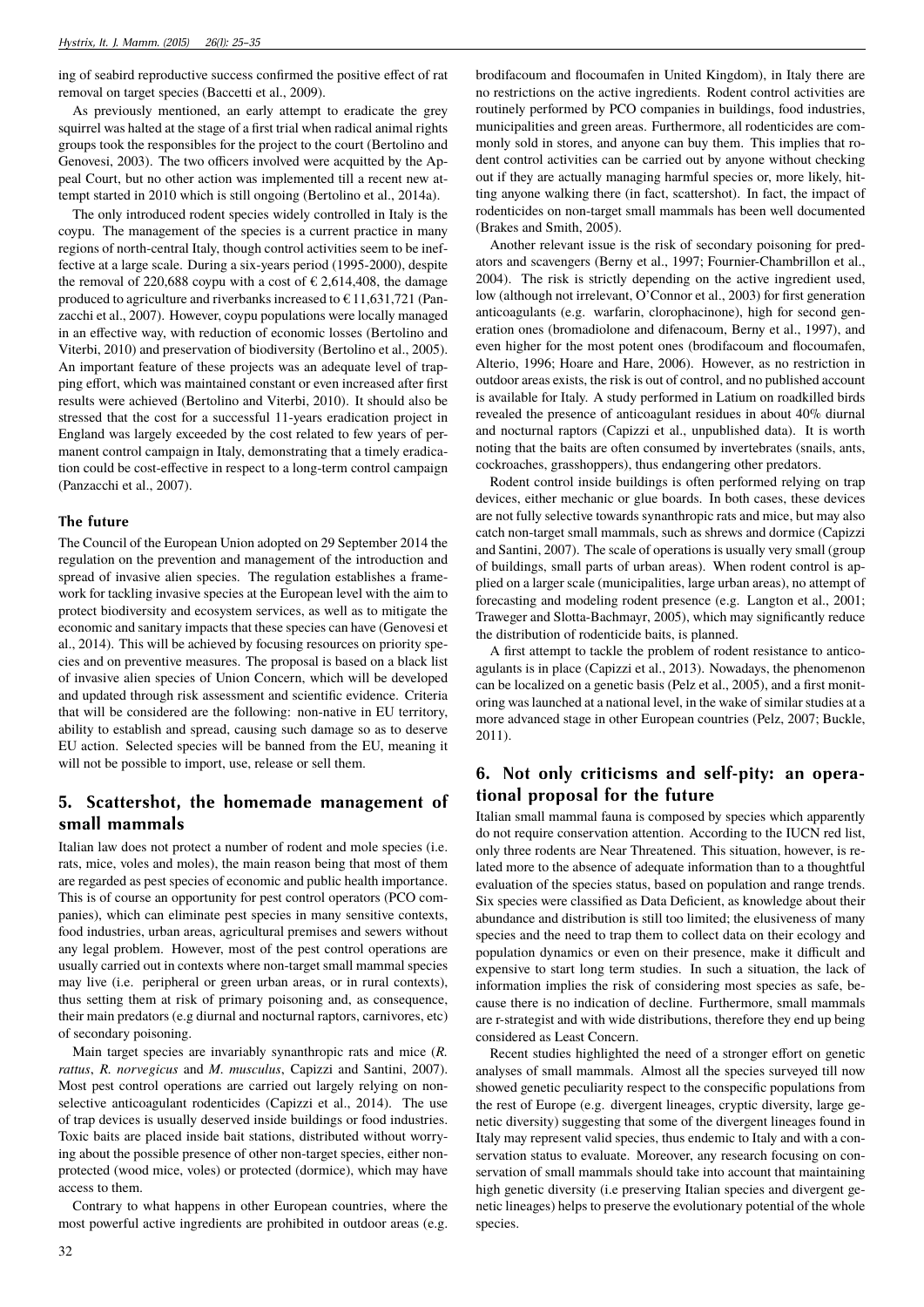ing of seabird reproductive success confirmed the positive effect of rat removal on target species (Baccetti et al., 2009).

As previously mentioned, an early attempt to eradicate the grey squirrel was halted at the stage of a first trial when radical animal rights groups took the responsibles for the project to the court (Bertolino and Genovesi, 2003). The two officers involved were acquitted by the Appeal Court, but no other action was implemented till a recent new attempt started in 2010 which is still ongoing (Bertolino et al., 2014a).

The only introduced rodent species widely controlled in Italy is the coypu. The management of the species is a current practice in many regions of north-central Italy, though control activities seem to be ineffective at a large scale. During a six-years period (1995-2000), despite the removal of 220,688 coypu with a cost of € 2,614,408, the damage produced to agriculture and riverbanks increased to € 11,631,721 (Panzacchi et al., 2007). However, coypu populations were locally managed in an effective way, with reduction of economic losses (Bertolino and Viterbi, 2010) and preservation of biodiversity (Bertolino et al., 2005). An important feature of these projects was an adequate level of trapping effort, which was maintained constant or even increased after first results were achieved (Bertolino and Viterbi, 2010). It should also be stressed that the cost for a successful 11-years eradication project in England was largely exceeded by the cost related to few years of permanent control campaign in Italy, demonstrating that a timely eradication could be cost-effective in respect to a long-term control campaign (Panzacchi et al., 2007).

### The future

The Council of the European Union adopted on 29 September 2014 the regulation on the prevention and management of the introduction and spread of invasive alien species. The regulation establishes a framework for tackling invasive species at the European level with the aim to protect biodiversity and ecosystem services, as well as to mitigate the economic and sanitary impacts that these species can have (Genovesi et al., 2014). This will be achieved by focusing resources on priority species and on preventive measures. The proposal is based on a black list of invasive alien species of Union Concern, which will be developed and updated through risk assessment and scientific evidence. Criteria that will be considered are the following: non-native in EU territory, ability to establish and spread, causing such damage so as to deserve EU action. Selected species will be banned from the EU, meaning it will not be possible to import, use, release or sell them.

## 5. Scattershot, the homemade management of small mammals

Italian law does not protect a number of rodent and mole species (i.e. rats, mice, voles and moles), the main reason being that most of them are regarded as pest species of economic and public health importance. This is of course an opportunity for pest control operators (PCO companies), which can eliminate pest species in many sensitive contexts, food industries, urban areas, agricultural premises and sewers without any legal problem. However, most of the pest control operations are usually carried out in contexts where non-target small mammal species may live (i.e. peripheral or green urban areas, or in rural contexts), thus setting them at risk of primary poisoning and, as consequence, their main predators (e.g diurnal and nocturnal raptors, carnivores, etc) of secondary poisoning.

Main target species are invariably synanthropic rats and mice (*R. rattus*, *R. norvegicus* and *M. musculus*, Capizzi and Santini, 2007). Most pest control operations are carried out largely relying on non-selective anticoagulant rodenticides (Capizzi et al., 2014). The use of trap devices is usually deserved inside buildings or food industries. Toxic baits are placed inside bait stations, distributed without worrying about the possible presence of other non-target species, either non-protected (wood mice, voles) or protected (dormice), which may have access to them.

Contrary to what happens in other European countries, where the most powerful active ingredients are prohibited in outdoor areas (e.g. brodifacoum and flocoumafen in United Kingdom), in Italy there are no restrictions on the active ingredients. Rodent control activities are routinely performed by PCO companies in buildings, food industries, municipalities and green areas. Furthermore, all rodenticides are commonly sold in stores, and anyone can buy them. This implies that rodent control activities can be carried out by anyone without checking out if they are actually managing harmful species or, more likely, hitting anyone walking there (in fact, scattershot). In fact, the impact of rodenticides on non-target small mammals has been well documented (Brakes and Smith, 2005).

Another relevant issue is the risk of secondary poisoning for predators and scavengers (Berny et al., 1997; Fournier-Chambrillon et al., 2004). The risk is strictly depending on the active ingredient used, low (although not irrelevant, O'Connor et al., 2003) for first generation anticoagulants (e.g. warfarin, clorophacinone), high for second generation ones (bromadiolone and difenacoum, Berny et al., 1997), and even higher for the most potent ones (brodifacoum and flocoumafen, Alterio, 1996; Hoare and Hare, 2006). However, as no restriction in outdoor areas exists, the risk is out of control, and no published account is available for Italy. A study performed in Latium on roadkilled birds revealed the presence of anticoagulant residues in about 40% diurnal and nocturnal raptors (Capizzi et al., unpublished data). It is worth noting that the baits are often consumed by invertebrates (snails, ants, cockroaches, grasshoppers), thus endangering other predators.

Rodent control inside buildings is often performed relying on trap devices, either mechanic or glue boards. In both cases, these devices are not fully selective towards synanthropic rats and mice, but may also catch non-target small mammals, such as shrews and dormice (Capizzi and Santini, 2007). The scale of operations is usually very small (group of buildings, small parts of urban areas). When rodent control is applied on a larger scale (municipalities, large urban areas), no attempt of forecasting and modeling rodent presence (e.g. Langton et al., 2001; Traweger and Slotta-Bachmayr, 2005), which may significantly reduce the distribution of rodenticide baits, is planned.

A first attempt to tackle the problem of rodent resistance to anticoagulants is in place (Capizzi et al., 2013). Nowadays, the phenomenon can be localized on a genetic basis (Pelz et al., 2005), and a first monitoring was launched at a national level, in the wake of similar studies at a more advanced stage in other European countries (Pelz, 2007; Buckle, 2011).

## 6. Not only criticisms and self-pity: an operational proposal for the future

Italian small mammal fauna is composed by species which apparently do not require conservation attention. According to the IUCN red list, only three rodents are Near Threatened. This situation, however, is related more to the absence of adequate information than to a thoughtful evaluation of the species status, based on population and range trends. Six species were classified as Data Deficient, as knowledge about their abundance and distribution is still too limited; the elusiveness of many species and the need to trap them to collect data on their ecology and population dynamics or even on their presence, make it difficult and expensive to start long term studies. In such a situation, the lack of information implies the risk of considering most species as safe, because there is no indication of decline. Furthermore, small mammals are r-strategist and with wide distributions, therefore they end up being considered as Least Concern.

Recent studies highlighted the need of a stronger effort on genetic analyses of small mammals. Almost all the species surveyed till now showed genetic peculiarity respect to the conspecific populations from the rest of Europe (e.g. divergent lineages, cryptic diversity, large genetic diversity) suggesting that some of the divergent lineages found in Italy may represent valid species, thus endemic to Italy and with a conservation status to evaluate. Moreover, any research focusing on conservation of small mammals should take into account that maintaining high genetic diversity (i.e preserving Italian species and divergent genetic lineages) helps to preserve the evolutionary potential of the whole species.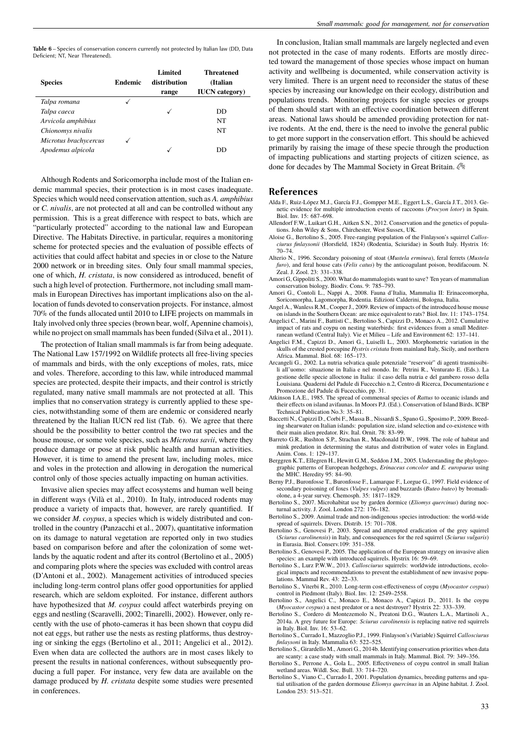**Table 6** – Species of conservation concern currently not protected by Italian law (DD, Data Deficient; NT, Near Threatened).

| Species | Endemic | Limited distribution range | Threatened (Italian IUCN category) |
|---|---|---|---|
| *Talpa romana* | ✓ | | |
| *Talpa caeca* | | ✓ | DD |
| *Arvicola amphibius* | | | NT |
| *Chionomys nivalis* | | | NT |
| *Microtus brachycercus* | ✓ | | |
| *Apodemus alpicola* | | ✓ | DD |

Although Rodents and Soricomorpha include most of the Italian endemic mammal species, their protection is in most cases inadequate. Species which would need conservation attention, such as *A. amphibius* or *C. nivalis*, are not protected at all and can be controlled without any permission. This is a great difference with respect to bats, which are "particularly protected" according to the national law and European Directive. The Habitats Directive, in particular, requires a monitoring scheme for protected species and the evaluation of possible effects of activities that could affect habitat and species in or close to the Nature 2000 network or in breeding sites. Only four small mammal species, one of which, *H. cristata*, is now considered as introduced, benefit of such a high level of protection. Furthermore, not including small mammals in European Directives has important implications also on the allocation of funds devoted to conservation projects. For instance, almost 70% of the funds allocated until 2010 to LIFE projects on mammals in Italy involved only three species (brown bear, wolf, Apennine chamois), while no project on small mammals has been funded (Silva et al., 2011).

The protection of Italian small mammals is far from being adequate. The National Law 157/1992 on Wildlife protects all free-living species of mammals and birds, with the only exceptions of moles, rats, mice and voles. Therefore, according to this law, while introduced mammal species are protected, despite their impacts, and their control is strictly regulated, many native small mammals are not protected at all. This implies that no conservation strategy is currently applied to these species, notwithstanding some of them are endemic or considered nearly threatened by the Italian IUCN red list (Tab. 6). We agree that there should be the possibility to better control the two rat species and the house mouse, or some vole species, such as *Microtus savii*, where they produce damage or pose at risk public health and human activities. However, it is time to amend the present law, including moles, mice and voles in the protection and allowing in derogation the numerical control only of those species actually impacting on human activities.

Invasive alien species may affect ecosystems and human well being in different ways (Vilà et al., 2010). In Italy, introduced rodents may produce a variety of impacts that, however, are rarely quantified. If we consider *M. coypus*, a species which is widely distributed and controlled in the country (Panzacchi et al., 2007), quantitative information on its damage to natural vegetation are reported only in two studies based on comparison before and after the colonization of some wetlands by the aquatic rodent and after its control (Bertolino et al., 2005) and comparing plots where the species was excluded with control areas (D'Antoni et al., 2002). Management activities of introduced species including long-term control plans offer good opportunities for applied research, which are seldom exploited. For instance, different authors have hypothesized that *M. coypus* could affect waterbirds preying on eggs and nestling (Scaravelli, 2002; Tinarelli, 2002). However, only recently with the use of photo-cameras it has been shown that coypu did not eat eggs, but rather use the nests as resting platforms, thus destroying or sinking the eggs (Bertolino et al., 2011; Angelici et al., 2012). Even when data are collected the authors are in most cases likely to present the results in national conferences, without subsequently producing a full paper. For instance, very few data are available on the damage produced by *H. cristata* despite some studies were presented in conferences.

In conclusion, Italian small mammals are largely neglected and even not protected in the case of many rodents. Efforts are mostly directed toward the management of those species whose impact on human activity and wellbeing is documented, while conservation activity is very limited. There is an urgent need to reconsider the status of these species by increasing our knowledge on their ecology, distribution and populations trends. Monitoring projects for single species or groups of them should start with an effective coordination between different areas. National laws should be amended providing protection for native rodents. At the end, there is the need to involve the general public to get more support in the conservation effort. This should be achieved primarily by raising the image of these specie through the production of impacting publications and starting projects of citizen science, as done for decades by The Mammal Society in Great Britain.

## References

Alda F., Ruiz-López M.J., García F.J., Gompper M.E., Eggert L.S., García J.T., 2013. Genetic evidence for multiple introduction events of raccoons (*Procyon lotor*) in Spain. Biol. Inv. 15: 687–698.

Allendorf F.W., Luikart G.H., Aitken S.N., 2012. Conservation and the genetics of populations. John Wiley & Sons, Chirchester, West Sussex, UK.

Aloise G., Bertolino S., 2005. Free-ranging population of the Finlayson's squirrel *Callosciurus finlaysonii* (Horsfield, 1824) (Rodentia, Sciuridae) in South Italy. Hystrix 16: 70–74.

Alterio N., 1996. Secondary poisoning of stoat (*Mustela erminea*), feral ferrets (*Mustela furo*), and feral house cats (*Felis catus*) by the anticoagulant poison, brodifacoum. N. Zeal. J. Zool. 23: 331–338.

Amori G, Gippoliti S., 2000. What do mammalogists want to save? Ten years of mammalian conservation biology. Biodiv. Cons. 9: 785–793.

Amori G., Contoli L., Nappi A., 2008. Fauna d'Italia, Mammalia II: Erinaceomorpha, Soricomorpha, Lagomorpha, Rodentia. Edizioni Calderini, Bologna, Italia.

Angel A., Wanless R.M., Cooper J., 2009. Review of impacts of the introduced house mouse on islands in the Southern Ocean: are mice equivalent to rats? Biol. Inv. 11: 1743–1754.

Angelici C., Marini F., Battisti C., Bertolino S., Capizzi D., Monaco A., 2012. Cumulative impact of rats and coypu on nesting waterbirds: first evidences from a small Mediterranean wetland (Central Italy). Vie et Milieu – Life and Environment 62: 137–141.

Angelici F.M., Capizzi D., Amori G., Luiselli L., 2003. Morphometric variation in the skulls of the crested porcupine *Hystrix cristata* from mainland Italy, Sicily, and northern Africa. Mammal. Biol. 68: 165–173.

Arcangeli G., 2002. La nutria selvatica quale potenziale "reservoir" di agenti trasmissibili all'uomo: situazione in Italia e nel mondo. In: Petrini R., Venturato E. (Eds.). La gestione delle specie alloctone in Italia: il caso della nutria e del gambero rosso della Louisiana. Quaderni del Padule di Fucecchio n.2, Centro di Ricerca, Documentazione e Promozione del Padule di Fucecchio, pp. 31.

Atkinson I.A.E., 1985. The spread of commensal species of *Rattus* to oceanic islands and their effects on island avifaunas. In Moors P.J. (Ed.). Conservation of Island Birds. ICBP Technical Publication No.3: 35–81.

Baccetti N., Capizzi D., Corbi F., Massa B., Nissardi S., Spano G., Sposimo P., 2009. Breeding shearwater on Italian islands: population size, island selection and co-existence with their main alien predator. Riv. Ital. Ornit. 78: 83–99.

Barreto G.R., Rushton S.P., Strachan R., Macdonald D.W., 1998. The role of habitat and mink predation in determining the status and distribution of water voles in England. Anim. Cons. 1: 129–137.

Berggren K.T., Ellegren H., Hewitt G.M., Seddon J.M., 2005. Understanding the phylogeographic patterns of European hedgehogs, *Erinaceus concolor* and *E. europaeus* using the MHC. Heredity 95: 84–90.

Berny P.J., Buronfosse T., Buronfosse F., Lamarque F., Lorgue G., 1997. Field evidence of secondary poisoning of foxes (*Vulpes vulpes*) and buzzards (*Buteo buteo*) by bromadiolone, a 4-year survey. Chemosph. 35: 1817–1829.

Bertolino S., 2007. Microhabitat use by garden dormice (*Eliomys quercinus*) during nocturnal activity. J. Zool. London 272: 176–182.

Bertolino S., 2009. Animal trade and non-indigenous species introduction: the world-wide spread of squirrels. Divers. Distrib. 15: 701–708.

Bertolino S., Genovesi P., 2003. Spread and attempted eradication of the grey squirrel (*Sciurus carolinensis*) in Italy, and consequences for the red squirrel (*Sciurus vulgaris*) in Eurasia. Biol. Conserv.109: 351–358.

Bertolino S., Genovesi P., 2005. The application of the European strategy on invasive alien species: an example with introduced squirrels. Hystrix 16: 59–69.

Bertolino S., Lurz P.W.W., 2013. *Callosciurus* squirrels: worldwide introductions, ecological impacts and recommendations to prevent the establishment of new invasive populations. Mammal Rev. 43: 22–33.

Bertolino S., Viterbi R., 2010. Long-term cost-effectiveness of coypu (*Myocastor coypus*) control in Piedmont (Italy). Biol. Inv. 12: 2549–2558.

Bertolino S., Angelici C., Monaco E., Monaco A., Capizzi D., 2011. Is the coypu (*Myocastor coypus*) a nest predator or a nest destroyer? Hystrix 22: 333–339.

Bertolino S., Cordero di Montezemolo N., Preatoni D.G., Wauters L.A., Martinoli A., 2014a. A grey future for Europe: *Sciurus carolinensis* is replacing native red squirrels in Italy. Biol. Inv. 16: 53–62.

Bertolino S., Currado I., Mazzoglio P.J., 1999. Finlayson's (Variable) Squirrel *Callosciurus finlaysoni* in Italy. Mammalia 63: 522–525.

Bertolino S., Girardello M., Amori G., 2014b. Identifying conservation priorities when data are scanty: a case study with small mammals in Italy. Mammal. Biol. 79: 349–356.

Bertolino S., Perrone A., Gola L., 2005. Effectiveness of coypu control in small Italian wetland areas. Wildl. Soc. Bull. 33: 714–720.

Bertolino S., Viano C., Currado I., 2001. Population dynamics, breeding patterns and spatial utilisation of the garden dormouse *Eliomys quercinus* in an Alpine habitat. J. Zool. London 253: 513–521.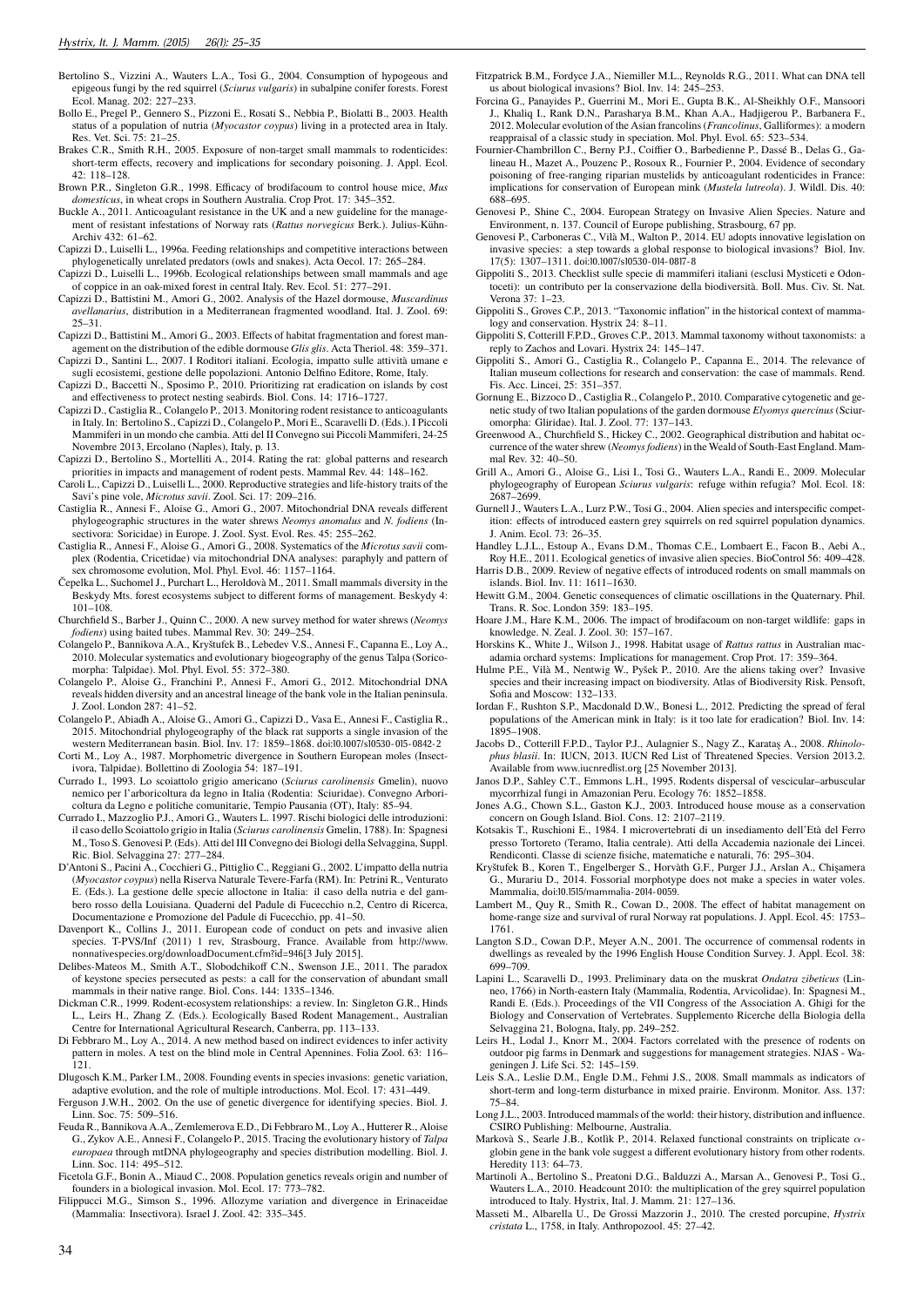Bertolino S., Vizzini A., Wauters L.A., Tosi G., 2004. Consumption of hypogeous and epigeous fungi by the red squirrel (*Sciurus vulgaris*) in subalpine conifer forests. Forest Ecol. Manag. 202: 227–233.

Bollo E., Pregel P., Gennero S., Pizzoni E., Rosati S., Nebbia P., Biolatti B., 2003. Health status of a population of nutria (*Myocastor coypus*) living in a protected area in Italy. Res. Vet. Sci. 75: 21–25.

Brakes C.R., Smith R.H., 2005. Exposure of non-target small mammals to rodenticides: short-term effects, recovery and implications for secondary poisoning. J. Appl. Ecol. 42: 118–128.

Brown P.R., Singleton G.R., 1998. Efficacy of brodifacoum to control house mice, *Mus domesticus*, in wheat crops in Southern Australia. Crop Prot. 17: 345–352.

Buckle A., 2011. Anticoagulant resistance in the UK and a new guideline for the management of resistant infestations of Norway rats (*Rattus norvegicus* Berk.). Julius-Kühn-Archiv 432: 61–62.

Capizzi D., Luiselli L., 1996a. Feeding relationships and competitive interactions between phylogenetically unrelated predators (owls and snakes). Acta Oecol. 17: 265–284.

Capizzi D., Luiselli L., 1996b. Ecological relationships between small mammals and age of coppice in an oak-mixed forest in central Italy. Rev. Ecol. 51: 277–291.

Capizzi D., Battistini M., Amori G., 2002. Analysis of the Hazel dormouse, *Muscardinus avellanarius*, distribution in a Mediterranean fragmented woodland. Ital. J. Zool. 69: 25–31.

Capizzi D., Battistini M., Amori G., 2003. Effects of habitat fragmentation and forest management on the distribution of the edible dormouse *Glis glis*. Acta Theriol. 48: 359–371.

Capizzi D., Santini L., 2007. I Roditori italiani. Ecologia, impatto sulle attività umane e sugli ecosistemi, gestione delle popolazioni. Antonio Delfino Editore, Rome, Italy.

Capizzi D., Baccetti N., Sposimo P., 2010. Prioritizing rat eradication on islands by cost and effectiveness to protect nesting seabirds. Biol. Cons. 14: 1716–1727.

Capizzi D., Castiglia R., Colangelo P., 2013. Monitoring rodent resistance to anticoagulants in Italy. In: Bertolino S., Capizzi D., Colangelo P., Mori E., Scaravelli D. (Eds.). I Piccoli Mammiferi in un mondo che cambia. Atti del II Convegno sui Piccoli Mammiferi, 24-25 Novembre 2013, Ercolano (Naples), Italy, p. 13.

Capizzi D., Bertolino S., Mortelliti A., 2014. Rating the rat: global patterns and research priorities in impacts and management of rodent pests. Mammal Rev. 44: 148–162.

Caroli L., Capizzi D., Luiselli L., 2000. Reproductive strategies and life-history traits of the Savi's pine vole, *Microtus savii*. Zool. Sci. 17: 209–216.

Castiglia R., Annesi F., Aloise G., Amori G., 2007. Mitochondrial DNA reveals different phylogeographic structures in the water shrews *Neomys anomalus* and *N. fodiens* (Insectivora: Soricidae) in Europe. J. Zool. Syst. Evol. Res. 45: 255–262.

Castiglia R., Annesi F., Aloise G., Amori G., 2008. Systematics of the *Microtus savii* complex (Rodentia, Cricetidae) via mitochondrial DNA analyses: paraphyly and pattern of sex chromosome evolution, Mol. Phyl. Evol. 46: 1157–1164.

Čepelka L., Suchomel J., Purchart L., Heroldovà M., 2011. Small mammals diversity in the Beskydy Mts. forest ecosystems subject to different forms of management. Beskydy 4: 101–108.

Churchfield S., Barber J., Quinn C., 2000. A new survey method for water shrews (*Neomys fodiens*) using baited tubes. Mammal Rev. 30: 249–254.

Colangelo P., Bannikova A.A., Kryštufek B., Lebedev V.S., Annesi F., Capanna E., Loy A., 2010. Molecular systematics and evolutionary biogeography of the genus Talpa (Soricomorpha: Talpidae). Mol. Phyl. Evol. 55: 372–380.

Colangelo P., Aloise G., Franchini P., Annesi F., Amori G., 2012. Mitochondrial DNA reveals hidden diversity and an ancestral lineage of the bank vole in the Italian peninsula. J. Zool. London 287: 41–52.

Colangelo P., Abiadh A., Aloise G., Amori G., Capizzi D., Vasa E., Annesi F., Castiglia R., 2015. Mitochondrial phylogeography of the black rat supports a single invasion of the western Mediterranean basin. Biol. Inv. 17: 1859–1868. doi:10.1007/s10530-015-0842-2

Corti M., Loy A., 1987. Morphometric divergence in Southern European moles (Insectivora, Talpidae). Bollettino di Zoologia 54: 187–191.

Currado I., 1993. Lo scoiattolo grigio americano (*Sciurus carolinensis* Gmelin), nuovo nemico per l'arboricoltura da legno in Italia (Rodentia: Sciuridae). Convegno Arboricoltura da Legno e politiche comunitarie, Tempio Pausania (OT), Italy: 85–94.

Currado I., Mazzoglio P.J., Amori G., Wauters L. 1997. Rischi biologici delle introduzioni: il caso dello Scoiattolo grigio in Italia (*Sciurus carolinensis* Gmelin, 1788). In: Spagnesi M., Toso S. Genovesi P. (Eds). Atti del III Convegno dei Biologi della Selvaggina, Suppl. Ric. Biol. Selvaggina 27: 277–284.

D'Antoni S., Pacini A., Cocchieri G., Pittiglio C., Reggiani G., 2002. L'impatto della nutria (*Myocastor coypus*) nella Riserva Naturale Tevere-Farfa (RM). In: Petrini R., Venturato E. (Eds.). La gestione delle specie alloctone in Italia: il caso della nutria e del gambero rosso della Louisiana. Quaderni del Padule di Fucecchio n.2, Centro di Ricerca, Documentazione e Promozione del Padule di Fucecchio, pp. 41–50.

Davenport K., Collins J., 2011. European code of conduct on pets and invasive alien species. T-PVS/Inf (2011) 1 rev, Strasbourg, France. Available from http://www.nonnativespecies.org/downloadDocument.cfm?id=946[3 July 2015].

Delibes-Mateos M., Smith A.T., Slobodchikoff C.N., Swenson J.E., 2011. The paradox of keystone species persecuted as pests: a call for the conservation of abundant small mammals in their native range. Biol. Cons. 144: 1335–1346.

Dickman C.R., 1999. Rodent-ecosystem relationships: a review. In: Singleton G.R., Hinds L., Leirs H., Zhang Z. (Eds.). Ecologically Based Rodent Management., Australian Centre for International Agricultural Research, Canberra, pp. 113–133.

Di Febbraro M., Loy A., 2014. A new method based on indirect evidences to infer activity pattern in moles. A test on the blind mole in Central Apennines. Folia Zool. 63: 116–121.

Dlugosch K.M., Parker I.M., 2008. Founding events in species invasions: genetic variation, adaptive evolution, and the role of multiple introductions. Mol. Ecol. 17: 431–449.

Ferguson J.W.H., 2002. On the use of genetic divergence for identifying species. Biol. J. Linn. Soc. 75: 509–516.

Feuda R., Bannikova A.A., Zemlemerova E.D., Di Febbraro M., Loy A., Hutterer R., Aloise G., Zykov A.E., Annesi F., Colangelo P., 2015. Tracing the evolutionary history of *Talpa europaea* through mtDNA phylogeography and species distribution modelling. Biol. J. Linn. Soc. 114: 495–512.

Ficetola G.F., Bonin A., Miaud C., 2008. Population genetics reveals origin and number of founders in a biological invasion. Mol. Ecol. 17: 773–782.

Filippucci M.G., Simson S., 1996. Allozyme variation and divergence in Erinaceidae (Mammalia: Insectivora). Israel J. Zool. 42: 335–345.

Fitzpatrick B.M., Fordyce J.A., Niemiller M.L., Reynolds R.G., 2011. What can DNA tell us about biological invasions? Biol. Inv. 14: 245–253.

Forcina G., Panayides P., Guerrini M., Mori E., Gupta B.K., Al-Sheikhly O.F., Mansoori J., Khaliq I., Rank D.N., Parasharya B.M., Khan A.A., Hadjigerou P., Barbanera F., 2012. Molecular evolution of the Asian francolins (*Francolinus*, Galliformes): a modern reappraisal of a classic study in speciation. Mol. Phyl. Evol. 65: 523–534.

Fournier-Chambrillon C., Berny P.J., Coiffier O., Barbedienne P., Dassé B., Delas G., Galineau H., Mazet A., Pouzenc P., Rosoux R., Fournier P., 2004. Evidence of secondary poisoning of free-ranging riparian mustelids by anticoagulant rodenticides in France: implications for conservation of European mink (*Mustela lutreola*). J. Wildl. Dis. 40: 688–695.

Genovesi P., Shine C., 2004. European Strategy on Invasive Alien Species. Nature and Environment, n. 137. Council of Europe publishing, Strasbourg, 67 pp.

Genovesi P., Carboneras C., Vilà M., Walton P., 2014. EU adopts innovative legislation on invasive species: a step towards a global response to biological invasions? Biol. Inv. 17(5): 1307–1311. doi:10.1007/s10530-014-0817-8

Gippoliti S., 2013. Checklist sulle specie di mammiferi italiani (esclusi Mysticeti e Odontoceti): un contributo per la conservazione della biodiversità. Boll. Mus. Civ. St. Nat. Verona 37: 1–23.

Gippoliti S., Groves C.P., 2013. "Taxonomic inflation" in the historical context of mammalogy and conservation. Hystrix 24: 8–11.

Gippoliti S., Cotterill F.P.D., Groves C.P., 2013. Mammal taxonomy without taxonomists: a reply to Zachos and Lovari. Hystrix 24: 145–147.

Gippoliti S., Amori G., Castiglia R., Colangelo P., Capanna E., 2014. The relevance of Italian museum collections for research and conservation: the case of mammals. Rend. Fis. Acc. Lincei, 25: 351–357.

Gornung E., Bizzoco D., Castiglia R., Colangelo P., 2010. Comparative cytogenetic and genetic study of two Italian populations of the garden dormouse *Elyomys quercinus* (Sciuromorpha: Gliridae). Ital. J. Zool. 77: 137–143.

Greenwood A., Churchfield S., Hickey C., 2002. Geographical distribution and habitat occurrence of the water shrew (*Neomys fodiens*) in the Weald of South-East England. Mammal Rev. 32: 40–50.

Grill A., Amori G., Aloise G., Lisi I., Tosi G., Wauters L.A., Randi E., 2009. Molecular phylogeography of European *Sciurus vulgaris*: refuge within refugia? Mol. Ecol. 18: 2687–2699.

Gurnell J., Wauters L.A., Lurz P.W., Tosi G., 2004. Alien species and interspecific competition: effects of introduced eastern grey squirrels on red squirrel population dynamics. J. Anim. Ecol. 73: 26–35.

Handley L.J.L., Estoup A., Evans D.M., Thomas C.E., Lombaert E., Facon B., Aebi A., Roy H.E., 2011. Ecological genetics of invasive alien species. BioControl 56: 409–428.

Harris D.B., 2009. Review of negative effects of introduced rodents on small mammals on islands. Biol. Inv. 11: 1611–1630.

Hewitt G.M., 2004. Genetic consequences of climatic oscillations in the Quaternary. Phil. Trans. R. Soc. London 359: 183–195.

Hoare J.M., Hare K.M., 2006. The impact of brodifacoum on non-target wildlife: gaps in knowledge. N. Zeal. J. Zool. 30: 157–167.

Horskins K., White J., Wilson J., 1998. Habitat usage of *Rattus rattus* in Australian macadamia orchard systems: Implications for management. Crop Prot. 17: 359–364.

Hulme P.E., Vilà M., Nentwig W., Pyšek P., 2010. Are the aliens taking over? Invasive species and their increasing impact on biodiversity. Atlas of Biodiversity Risk. Pensoft, Sofia and Moscow: 132–133.

Iordan F., Rushton S.P., Macdonald D.W., Bonesi L., 2012. Predicting the spread of feral populations of the American mink in Italy: is it too late for eradication? Biol. Inv. 14: 1895–1908.

Jacobs D., Cotterill F.P.D., Taylor P.J., Aulagnier S., Nagy Z., Karataş A., 2008. *Rhinolophus blasii*. In: IUCN, 2013. IUCN Red List of Threatened Species. Version 2013.2. Available from www.iucnredlist.org [25 November 2013].

Janos D.P., Sahley C.T., Emmons L.H., 1995. Rodents dispersal of vescicular–arbuscular mycorrhizal fungi in Amazonian Peru. Ecology 76: 1852–1858.

Jones A.G., Chown S.L., Gaston K.J., 2003. Introduced house mouse as a conservation concern on Gough Island. Biol. Cons. 12: 2107–2119.

Kotsakis T., Ruschioni E., 1984. I microvertebrati di un insediamento dell'Età del Ferro presso Tortoreto (Teramo, Italia centrale). Atti della Accademia nazionale dei Lincei. Rendiconti. Classe di scienze fisiche, matematiche e naturali, 76: 295–304.

Kryštufek B., Koren T., Engelberger S., Horvàth G.F., Purger J.J., Arslan A., Chişamera G., Murariu D., 2014. Fossorial morphotype does not make a species in water voles. Mammalia, doi:10.1515/mammalia-2014-0059.

Lambert M., Quy R., Smith R., Cowan D., 2008. The effect of habitat management on home-range size and survival of rural Norway rat populations. J. Appl. Ecol. 45: 1753–1761.

Langton S.D., Cowan D.P., Meyer A.N., 2001. The occurrence of commensal rodents in dwellings as revealed by the 1996 English House Condition Survey. J. Appl. Ecol. 38: 699–709.

Lapini L., Scaravelli D., 1993. Preliminary data on the muskrat *Ondatra zibeticus* (Linneo, 1766) in North-eastern Italy (Mammalia, Rodentia, Arvicolidae). In: Spagnesi M., Randi E. (Eds.). Proceedings of the VII Congress of the Association A. Ghigi for the Biology and Conservation of Vertebrates. Supplemento Ricerche della Biologia della Selvaggina 21, Bologna, Italy, pp. 249–252.

Leirs H., Lodal J., Knorr M., 2004. Factors correlated with the presence of rodents on outdoor pig farms in Denmark and suggestions for management strategies. NJAS - Wageningen J. Life Sci. 52: 145–159.

Leis S.A., Leslie D.M., Engle D.M., Fehmi J.S., 2008. Small mammals as indicators of short-term and long-term disturbance in mixed prairie. Environm. Monitor. Ass. 137: 75–84.

Long J.L., 2003. Introduced mammals of the world: their history, distribution and influence. CSIRO Publishing: Melbourne, Australia.

Markovà S., Searle J.B., Kotlìk P., 2014. Relaxed functional constraints on triplicate $\alpha$-globin gene in the bank vole suggest a different evolutionary history from other rodents. Heredity 113: 64–73.

Martinoli A., Bertolino S., Preatoni D.G., Balduzzi A., Marsan A., Genovesi P., Tosi G., Wauters L.A., 2010. Headcount 2010: the multiplication of the grey squirrel population introduced to Italy. Hystrix, Ital. J. Mamm. 21: 127–136.

Masseti M., Albarella U., De Grossi Mazzorin J., 2010. The crested porcupine, *Hystrix cristata* L., 1758, in Italy. Anthropozool. 45: 27–42.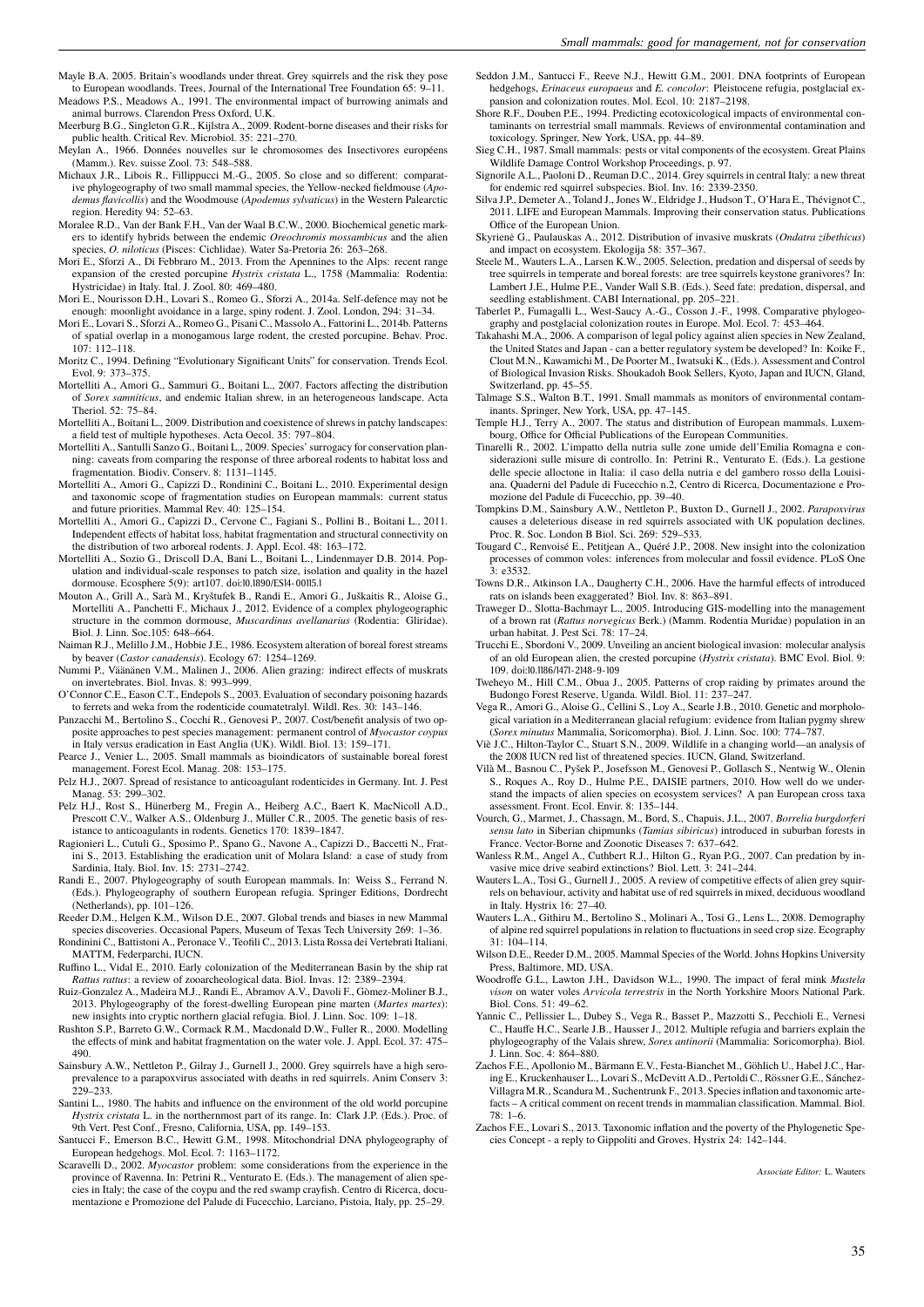Mayle B.A. 2005. Britain's woodlands under threat. Grey squirrels and the risk they pose to European woodlands. Trees, Journal of the International Tree Foundation 65: 9–11.

Meadows P.S., Meadows A., 1991. The environmental impact of burrowing animals and animal burrows. Clarendon Press Oxford, U.K.

Meerburg B.G., Singleton G.R., Kijlstra A., 2009. Rodent-borne diseases and their risks for public health. Critical Rev. Microbiol. 35: 221–270.

Meylan A., 1966. Données nouvelles sur le chromosomes des Insectivores européens (Mamm.). Rev. suisse Zool. 73: 548–588.

Michaux J.R., Libois R., Fillippucci M.-G., 2005. So close and so different: comparative phylogeography of two small mammal species, the Yellow-necked fieldmouse (*Apodemus flavicollis*) and the Woodmouse (*Apodemus sylvaticus*) in the Western Palearctic region. Heredity 94: 52–63.

Moralee R.D., Van der Bank F.H., Van der Waal B.C.W., 2000. Biochemical genetic markers to identify hybrids between the endemic *Oreochromis mossambicus* and the alien species, *O. niloticus* (Pisces: Cichlidae). Water Sa-Pretoria 26: 263–268.

Mori E., Sforzi A., Di Febbraro M., 2013. From the Apennines to the Alps: recent range expansion of the crested porcupine *Hystrix cristata* L., 1758 (Mammalia: Rodentia: Hystricidae) in Italy. Ital. J. Zool. 80: 469–480.

Mori E., Nourisson D.H., Lovari S., Romeo G., Sforzi A., 2014a. Self-defence may not be enough: moonlight avoidance in a large, spiny rodent. J. Zool. London, 294: 31–34.

Mori E., Lovari S., Sforzi A., Romeo G., Pisani C., Massolo A., Fattorini L., 2014b. Patterns of spatial overlap in a monogamous large rodent, the crested porcupine. Behav. Proc. 107: 112–118.

Moritz C., 1994. Defining "Evolutionary Significant Units" for conservation. Trends Ecol. Evol. 9: 373–375.

Mortelliti A., Amori G., Sammuri G., Boitani L., 2007. Factors affecting the distribution of *Sorex samniticus*, and endemic Italian shrew, in an heterogeneous landscape. Acta Theriol. 52: 75–84.

Mortelliti A., Boitani L., 2009. Distribution and coexistence of shrews in patchy landscapes: a field test of multiple hypotheses. Acta Oecol. 35: 797–804.

Mortelliti A., Santulli Sanzo G., Boitani L., 2009. Species' surrogacy for conservation planning: caveats from comparing the response of three arboreal rodents to habitat loss and fragmentation. Biodiv. Conserv. 8: 1131–1145.

Mortelliti A., Amori G., Capizzi D., Rondinini C., Boitani L., 2010. Experimental design and taxonomic scope of fragmentation studies on European mammals: current status and future priorities. Mammal Rev. 40: 125–154.

Mortelliti A., Amori G., Capizzi D., Cervone C., Fagiani S., Pollini B., Boitani L., 2011. Independent effects of habitat loss, habitat fragmentation and structural connectivity on the distribution of two arboreal rodents. J. Appl. Ecol. 48: 163–172.

Mortelliti A., Sozio G., Driscoll D.A, Bani L., Boitani L., Lindenmayer D.B. 2014. Population and individual-scale responses to patch size, isolation and quality in the hazel dormouse. Ecosphere 5(9): art107. doi:10.1890/ES14-00115.1

Mouton A., Grill A., Sarà M., Kryštufek B., Randi E., Amori G., Juškaitis R., Aloise G., Mortelliti A., Panchetti F., Michaux J., 2012. Evidence of a complex phylogeographic structure in the common dormouse, *Muscardinus avellanarius* (Rodentia: Gliridae). Biol. J. Linn. Soc.105: 648–664.

Naiman R.J., Melillo J.M., Hobbie J.E., 1986. Ecosystem alteration of boreal forest streams by beaver (*Castor canadensis*). Ecology 67: 1254–1269.

Nummi P., Väänänen V.M., Malinen J., 2006. Alien grazing: indirect effects of muskrats on invertebrates. Biol. Invas. 8: 993–999.

O'Connor C.E., Eason C.T., Endepols S., 2003. Evaluation of secondary poisoning hazards to ferrets and weka from the rodenticide coumatetralyl. Wildl. Res. 30: 143–146.

Panzacchi M., Bertolino S., Cocchi R., Genovesi P., 2007. Cost/benefit analysis of two opposite approaches to pest species management: permanent control of *Myocastor coypus* in Italy versus eradication in East Anglia (UK). Wildl. Biol. 13: 159–171.

Pearce J., Venier L., 2005. Small mammals as bioindicators of sustainable boreal forest management. Forest Ecol. Manag. 208: 153–175.

Pelz H.J., 2007. Spread of resistance to anticoagulant rodenticides in Germany. Int. J. Pest Manag. 53: 299–302.

Pelz H.J., Rost S., Hünerberg M., Fregin A., Heiberg A.C., Baert K. MacNicoll A.D., Prescott C.V., Walker A.S., Oldenburg J., Müller C.R., 2005. The genetic basis of resistance to anticoagulants in rodents. Genetics 170: 1839–1847.

Ragionieri L., Cutuli G., Sposimo P., Spano G., Navone A., Capizzi D., Baccetti N., Fratini S., 2013. Establishing the eradication unit of Molara Island: a case of study from Sardinia, Italy. Biol. Inv. 15: 2731–2742.

Randi E., 2007. Phylogeography of south European mammals. In: Weiss S., Ferrand N. (Eds.). Phylogeography of southern European refugia. Springer Editions, Dordrecht (Netherlands), pp. 101–126.

Reeder D.M., Helgen K.M., Wilson D.E., 2007. Global trends and biases in new Mammal species discoveries. Occasional Papers, Museum of Texas Tech University 269: 1–36.

Rondinini C., Battistoni A., Peronace V., Teofili C., 2013. Lista Rossa dei Vertebrati Italiani. MATTM, Federparchi, IUCN.

Ruffino L., Vidal E., 2010. Early colonization of the Mediterranean Basin by the ship rat *Rattus rattus*: a review of zooarcheological data. Biol. Invas. 12: 2389–2394.

Ruiz-Gonzalez A., Madeira M.J., Randi E., Abramov A.V., Davoli F., Gòmez-Moliner B.J., 2013. Phylogeography of the forest-dwelling European pine marten (*Martes martes*): new insights into cryptic northern glacial refugia. Biol. J. Linn. Soc. 109: 1–18.

Rushton S.P., Barreto G.W., Cormack R.M., Macdonald D.W., Fuller R., 2000. Modelling the effects of mink and habitat fragmentation on the water vole. J. Appl. Ecol. 37: 475–490.

Sainsbury A.W., Nettleton P., Gilray J., Gurnell J., 2000. Grey squirrels have a high seroprevalence to a parapoxvirus associated with deaths in red squirrels. Anim Conserv 3: 229–233.

Santini L., 1980. The habits and influence on the environment of the old world porcupine *Hystrix cristata* L. in the northernmost part of its range. In: Clark J.P. (Eds.). Proc. of 9th Vert. Pest Conf., Fresno, California, USA, pp. 149–153.

Santucci F., Emerson B.C., Hewitt G.M., 1998. Mitochondrial DNA phylogeography of European hedgehogs. Mol. Ecol. 7: 1163–1172.

Scaravelli D., 2002. *Myocastor* problem: some considerations from the experience in the province of Ravenna. In: Petrini R., Venturato E. (Eds.). The management of alien species in Italy; the case of the coypu and the red swamp crayfish. Centro di Ricerca, documentazione e Promozione del Padule di Fucecchio, Larciano, Pistoia, Italy, pp. 25–29.

Seddon J.M., Santucci F., Reeve N.J., Hewitt G.M., 2001. DNA footprints of European hedgehogs, *Erinaceus europaeus* and *E. concolor*: Pleistocene refugia, postglacial expansion and colonization routes. Mol. Ecol. 10: 2187–2198.

Shore R.F., Douben P.E., 1994. Predicting ecotoxicological impacts of environmental contaminants on terrestrial small mammals. Reviews of environmental contamination and toxicology. Springer, New York, USA, pp. 44–89.

Sieg C.H., 1987. Small mammals: pests or vital components of the ecosystem. Great Plains Wildlife Damage Control Workshop Proceedings, p. 97.

Signorile A.L., Paoloni D., Reuman D.C., 2014. Grey squirrels in central Italy: a new threat for endemic red squirrel subspecies. Biol. Inv. 16: 2339-2350.

Silva J.P., Demeter A., Toland J., Jones W., Eldridge J., Hudson T., O'Hara E., Thévignot C., 2011. LIFE and European Mammals. Improving their conservation status. Publications Office of the European Union.

Skyrienė G., Paulauskas A., 2012. Distribution of invasive muskrats (*Ondatra zibethicus*) and impact on ecosystem. Ekologija 58: 357–367.

Steele M., Wauters L.A., Larsen K.W., 2005. Selection, predation and dispersal of seeds by tree squirrels in temperate and boreal forests: are tree squirrels keystone granivores? In: Lambert J.E., Hulme P.E., Vander Wall S.B. (Eds.). Seed fate: predation, dispersal, and seedling establishment. CABI International, pp. 205–221.

Taberlet P., Fumagalli L., West-Saucy A.-G., Cosson J.-F., 1998. Comparative phylogeography and postglacial colonization routes in Europe. Mol. Ecol. 7: 453–464.

Takahashi M.A., 2006. A comparison of legal policy against alien species in New Zealand, the United States and Japan - can a better regulatory system be developed? In: Koike F., Clout M.N., Kawamichi M., De Poorter M., Iwatsuki K., (Eds.). Assessment and Control of Biological Invasion Risks. Shoukadoh Book Sellers, Kyoto, Japan and IUCN, Gland, Switzerland, pp. 45–55.

Talmage S.S., Walton B.T., 1991. Small mammals as monitors of environmental contaminants. Springer, New York, USA, pp. 47–145.

Temple H.J., Terry A., 2007. The status and distribution of European mammals. Luxembourg, Office for Official Publications of the European Communities.

Tinarelli R., 2002. L'impatto della nutria sulle zone umide dell'Emilia Romagna e considerazioni sulle misure di controllo. In: Petrini R., Venturato E. (Eds.). La gestione delle specie alloctone in Italia: il caso della nutria e del gambero rosso della Louisiana. Quaderni del Padule di Fucecchio n.2, Centro di Ricerca, Documentazione e Promozione del Padule di Fucecchio, pp. 39–40.

Tompkins D.M., Sainsbury A.W., Nettleton P., Buxton D., Gurnell J., 2002. *Parapoxvirus* causes a deleterious disease in red squirrels associated with UK population declines. Proc. R. Soc. London B Biol. Sci. 269: 529–533.

Tougard C., Renvoisé E., Petitjean A., Quéré J.P., 2008. New insight into the colonization processes of common voles: inferences from molecular and fossil evidence. PLoS One 3: e3532.

Towns D.R., Atkinson I.A., Daugherty C.H., 2006. Have the harmful effects of introduced rats on islands been exaggerated? Biol. Inv. 8: 863–891.

Traweger D., Slotta-Bachmayr L., 2005. Introducing GIS-modelling into the management of a brown rat (*Rattus norvegicus* Berk.) (Mamm. Rodentia Muridae) population in an urban habitat. J. Pest Sci. 78: 17–24.

Trucchi E., Sbordoni V., 2009. Unveiling an ancient biological invasion: molecular analysis of an old European alien, the crested porcupine (*Hystrix cristata*). BMC Evol. Biol. 9: 109. doi:10.1186/1471-2148-9-109

Tweheyo M., Hill C.M., Obua J., 2005. Patterns of crop raiding by primates around the Budongo Forest Reserve, Uganda. Wildl. Biol. 11: 237–247.

Vega R., Amori G., Aloise G., Cellini S., Loy A., Searle J.B., 2010. Genetic and morphological variation in a Mediterranean glacial refugium: evidence from Italian pygmy shrew (*Sorex minutus* Mammalia, Soricomorpha). Biol. J. Linn. Soc. 100: 774–787.

Viè J.C., Hilton-Taylor C., Stuart S.N., 2009. Wildlife in a changing world—an analysis of the 2008 IUCN red list of threatened species. IUCN, Gland, Switzerland.

Vilà M., Basnou C., Pyšek P., Josefsson M., Genovesi P., Gollasch S., Nentwig W., Olenin S., Roques A., Roy D., Hulme P.E., DAISIE partners, 2010. How well do we understand the impacts of alien species on ecosystem services? A pan European cross taxa assessment. Front. Ecol. Envir. 8: 135–144.

Vourch, G., Marmet, J., Chassagn, M., Bord, S., Chapuis, J.L., 2007. *Borrelia burgdorferi sensu lato* in Siberian chipmunks (*Tamias sibiricus*) introduced in suburban forests in France. Vector-Borne and Zoonotic Diseases 7: 637–642.

Wanless R.M., Angel A., Cuthbert R.J., Hilton G.M., Ryan P.G., 2007. Can predation by invasive mice drive seabird extinctions? Biol. Lett. 3: 241–244.

Wauters L.A., Tosi G., Gurnell J., 2005. A review of competitive effects of alien grey squirrels on behaviour, activity and habitat use of red squirrels in mixed, deciduous woodland in Italy. Hystrix 16: 27–40.

Wauters L.A., Githiru M., Bertolino S., Molinari A., Tosi G., Lens L., 2008. Demography of alpine red squirrel populations in relation to fluctuations in seed crop size. Ecography 31: 104–114.

Wilson D.E., Reeder D.M., 2005. Mammal Species of the World. Johns Hopkins University Press, Baltimore, MD, USA.

Woodroffe G.L., Lawton J.H., Davidson W.L., 1990. The impact of feral mink *Mustela vison* on water voles *Arvicola terrestris* in the North Yorkshire Moors National Park. Biol. Cons. 51: 49–62.

Yannic C., Pellissier L., Dubey S., Vega R., Basset P., Mazzotti S., Pecchioli E., Vernesi C., Hauffe H.C., Searle J.B., Hausser J., 2012. Multiple refugia and barriers explain the phylogeography of the Valais shrew, *Sorex antinorii* (Mammalia: Soricomorpha). Biol. J. Linn. Soc. 4: 864–880.

Zachos F.E., Apollonio M., Bärmann E.V., Festa-Bianchet M., Göhlich U., Habel J.C., Haring E., Kruckenhauser L., Lovari S., McDevitt A.D., Pertoldi C., Rössner G.E., Sánchez-Villagra M.R., Scandura M., Suchentrunk F., 2013. Species inflation and taxonomic artefacts – A critical comment on recent trends in mammalian classification. Mammal. Biol. 78: 1–6.

Zachos F.E., Lovari S., 2013. Taxonomic inflation and the poverty of the Phylogenetic Species Concept - a reply to Gippoliti and Groves. Hystrix 24: 142–144.

*Associate Editor:* L. Wauters